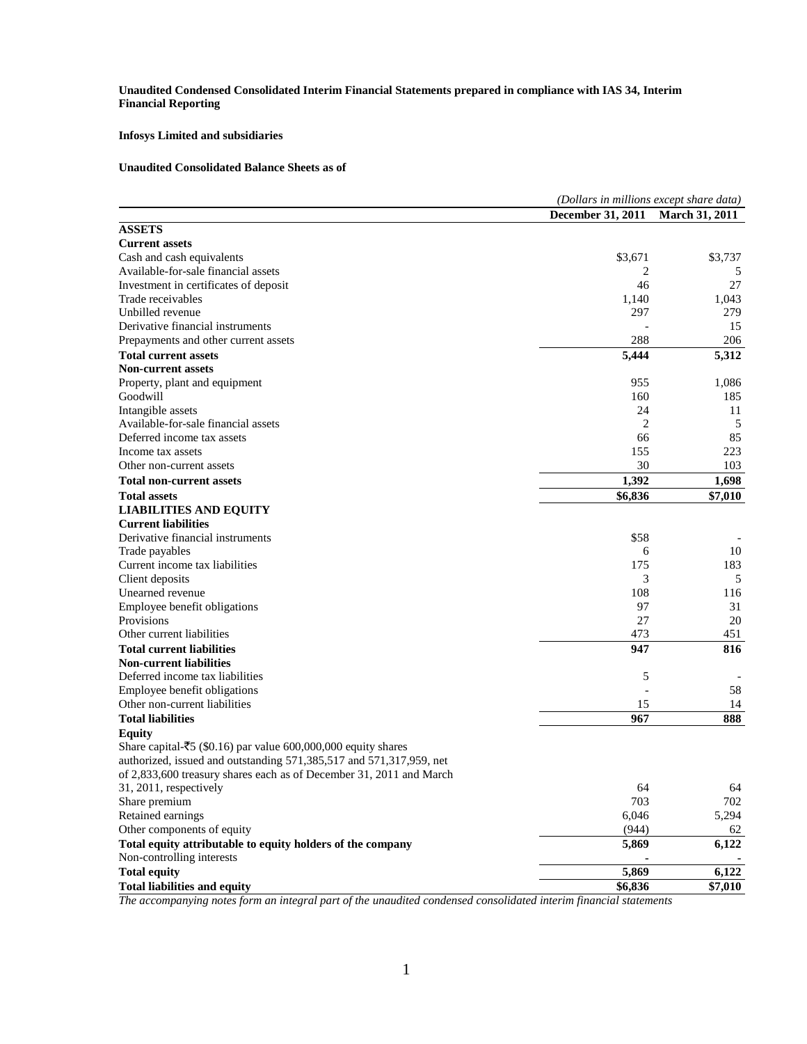**Unaudited Condensed Consolidated Interim Financial Statements prepared in compliance with IAS 34, Interim Financial Reporting**

**Infosys Limited and subsidiaries**

**Unaudited Consolidated Balance Sheets as of**

*(Dollars in millions except share data)*

| | December 31, 2011 | March 31, 2011 |
|---|---|---|
| **ASSETS** | | |
| **Current assets** | | |
| Cash and cash equivalents | \$3,671 | \$3,737 |
| Available-for-sale financial assets | 2 | 5 |
| Investment in certificates of deposit | 46 | 27 |
| Trade receivables | 1,140 | 1,043 |
| Unbilled revenue | 297 | 279 |
| Derivative financial instruments | - | 15 |
| Prepayments and other current assets | 288 | 206 |
| **Total current assets** | **5,444** | **5,312** |
| **Non-current assets** | | |
| Property, plant and equipment | 955 | 1,086 |
| Goodwill | 160 | 185 |
| Intangible assets | 24 | 11 |
| Available-for-sale financial assets | 2 | 5 |
| Deferred income tax assets | 66 | 85 |
| Income tax assets | 155 | 223 |
| Other non-current assets | 30 | 103 |
| **Total non-current assets** | **1,392** | **1,698** |
| **Total assets** | **\$6,836** | **\$7,010** |
| **LIABILITIES AND EQUITY** | | |
| **Current liabilities** | | |
| Derivative financial instruments | \$58 | - |
| Trade payables | 6 | 10 |
| Current income tax liabilities | 175 | 183 |
| Client deposits | 3 | 5 |
| Unearned revenue | 108 | 116 |
| Employee benefit obligations | 97 | 31 |
| Provisions | 27 | 20 |
| Other current liabilities | 473 | 451 |
| **Total current liabilities** | **947** | **816** |
| **Non-current liabilities** | | |
| Deferred income tax liabilities | 5 | - |
| Employee benefit obligations | - | 58 |
| Other non-current liabilities | 15 | 14 |
| **Total liabilities** | **967** | **888** |
| **Equity** | | |
| Share capital-₹5 (\$0.16) par value 600,000,000 equity shares authorized, issued and outstanding 571,385,517 and 571,317,959, net of 2,833,600 treasury shares each as of December 31, 2011 and March 31, 2011, respectively | 64 | 64 |
| Share premium | 703 | 702 |
| Retained earnings | 6,046 | 5,294 |
| Other components of equity | (944) | 62 |
| **Total equity attributable to equity holders of the company** | **5,869** | **6,122** |
| Non-controlling interests | - | - |
| **Total equity** | **5,869** | **6,122** |
| **Total liabilities and equity** | **\$6,836** | **\$7,010** |

*The accompanying notes form an integral part of the unaudited condensed consolidated interim financial statements*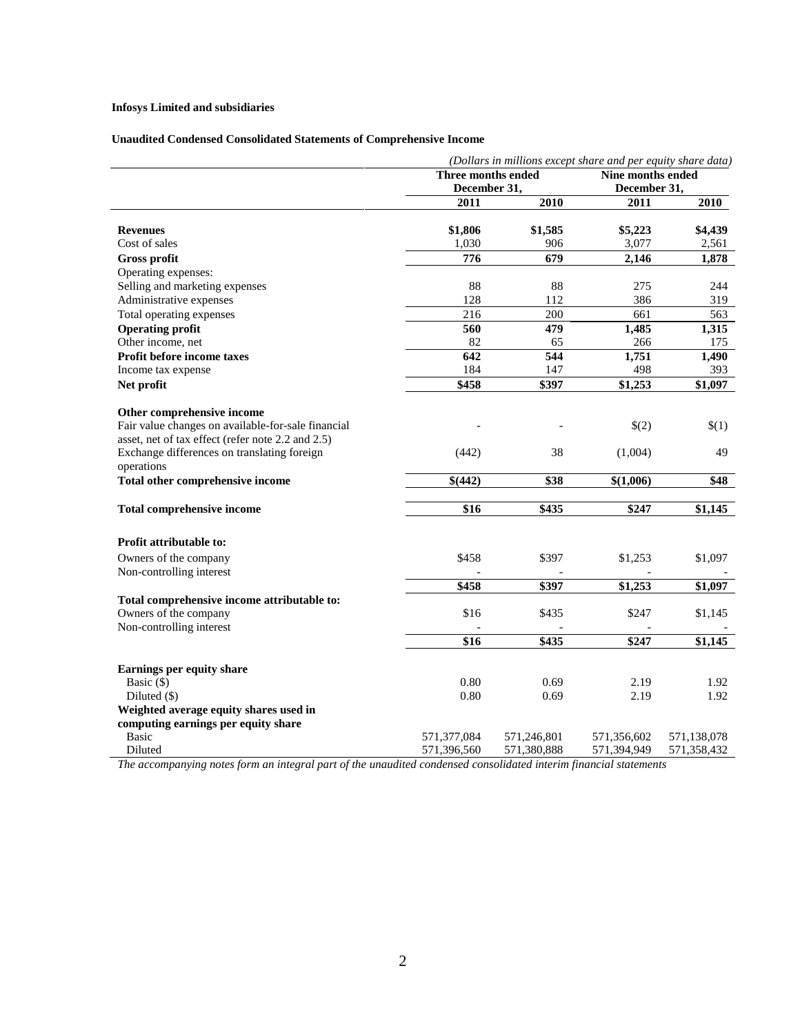**Infosys Limited and subsidiaries**

**Unaudited Condensed Consolidated Statements of Comprehensive Income**

*(Dollars in millions except share and per equity share data)*

| | Three months ended December 31, | | Nine months ended December 31, | |
|---|---|---|---|---|
| | 2011 | 2010 | 2011 | 2010 |
| **Revenues** | **$1,806** | **$1,585** | **$5,223** | **$4,439** |
| Cost of sales | 1,030 | 906 | 3,077 | 2,561 |
| **Gross profit** | **776** | **679** | **2,146** | **1,878** |
| Operating expenses: | | | | |
| Selling and marketing expenses | 88 | 88 | 275 | 244 |
| Administrative expenses | 128 | 112 | 386 | 319 |
| Total operating expenses | 216 | 200 | 661 | 563 |
| **Operating profit** | **560** | **479** | **1,485** | **1,315** |
| Other income, net | 82 | 65 | 266 | 175 |
| **Profit before income taxes** | **642** | **544** | **1,751** | **1,490** |
| Income tax expense | 184 | 147 | 498 | 393 |
| **Net profit** | **$458** | **$397** | **$1,253** | **$1,097** |
| **Other comprehensive income** | | | | |
| Fair value changes on available-for-sale financial asset, net of tax effect (refer note 2.2 and 2.5) | - | - | $(2) | $(1) |
| Exchange differences on translating foreign operations | (442) | 38 | (1,004) | 49 |
| **Total other comprehensive income** | **$(442)** | **$38** | **$(1,006)** | **$48** |
| **Total comprehensive income** | **$16** | **$435** | **$247** | **$1,145** |
| **Profit attributable to:** | | | | |
| Owners of the company | $458 | $397 | $1,253 | $1,097 |
| Non-controlling interest | - | - | - | - |
| | **$458** | **$397** | **$1,253** | **$1,097** |
| **Total comprehensive income attributable to:** | | | | |
| Owners of the company | $16 | $435 | $247 | $1,145 |
| Non-controlling interest | - | - | - | - |
| | **$16** | **$435** | **$247** | **$1,145** |
| **Earnings per equity share** | | | | |
| Basic ($) | 0.80 | 0.69 | 2.19 | 1.92 |
| Diluted ($) | 0.80 | 0.69 | 2.19 | 1.92 |
| **Weighted average equity shares used in computing earnings per equity share** | | | | |
| Basic | 571,377,084 | 571,246,801 | 571,356,602 | 571,138,078 |
| Diluted | 571,396,560 | 571,380,888 | 571,394,949 | 571,358,432 |

*The accompanying notes form an integral part of the unaudited condensed consolidated interim financial statements*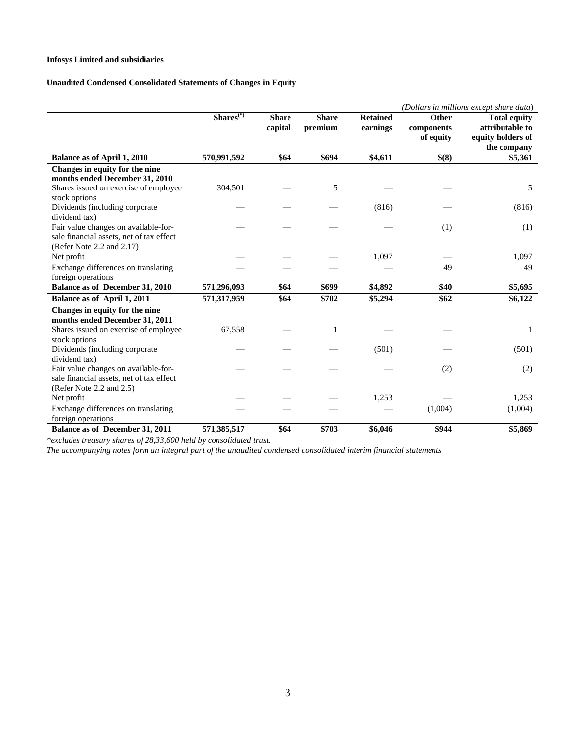**Infosys Limited and subsidiaries**

**Unaudited Condensed Consolidated Statements of Changes in Equity**

*(Dollars in millions except share data)*

| | Shares(*) | Share capital | Share premium | Retained earnings | Other components of equity | Total equity attributable to equity holders of the company |
|---|---|---|---|---|---|---|
| **Balance as of April 1, 2010** | **570,991,592** | **$64** | **$694** | **$4,611** | **$(8)** | **$5,361** |
| **Changes in equity for the nine months ended December 31, 2010** | | | | | | |
| Shares issued on exercise of employee stock options | 304,501 | — | 5 | — | — | 5 |
| Dividends (including corporate dividend tax) | — | — | — | (816) | — | (816) |
| Fair value changes on available-for-sale financial assets, net of tax effect (Refer Note 2.2 and 2.17) | — | — | — | — | (1) | (1) |
| Net profit | — | — | — | 1,097 | — | 1,097 |
| Exchange differences on translating foreign operations | — | — | — | — | 49 | 49 |
| **Balance as of December 31, 2010** | **571,296,093** | **$64** | **$699** | **$4,892** | **$40** | **$5,695** |
| **Balance as of April 1, 2011** | **571,317,959** | **$64** | **$702** | **$5,294** | **$62** | **$6,122** |
| **Changes in equity for the nine months ended December 31, 2011** | | | | | | |
| Shares issued on exercise of employee stock options | 67,558 | — | 1 | — | — | 1 |
| Dividends (including corporate dividend tax) | — | — | — | (501) | — | (501) |
| Fair value changes on available-for-sale financial assets, net of tax effect (Refer Note 2.2 and 2.5) | — | — | — | — | (2) | (2) |
| Net profit | — | — | — | 1,253 | — | 1,253 |
| Exchange differences on translating foreign operations | — | — | — | — | (1,004) | (1,004) |
| **Balance as of December 31, 2011** | **571,385,517** | **$64** | **$703** | **$6,046** | **$944** | **$5,869** |

*\*excludes treasury shares of 28,33,600 held by consolidated trust.*

*The accompanying notes form an integral part of the unaudited condensed consolidated interim financial statements*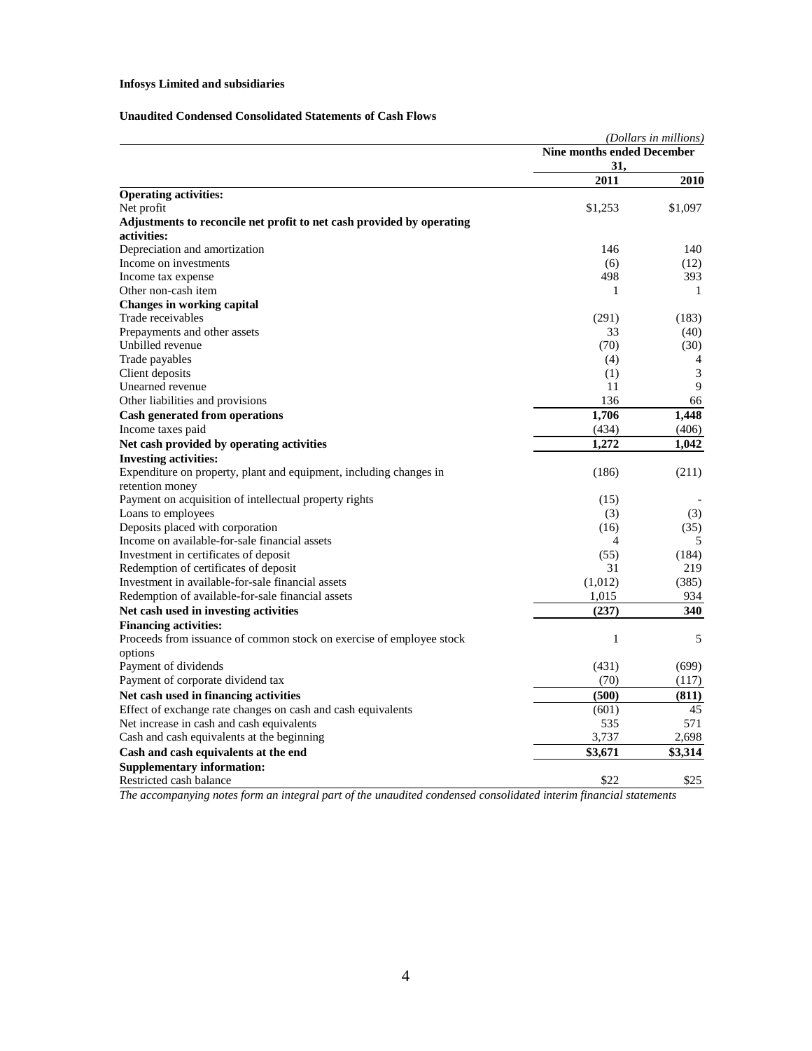**Infosys Limited and subsidiaries**

**Unaudited Condensed Consolidated Statements of Cash Flows**

*(Dollars in millions)*

| | Nine months ended December 31, | |
|---|---|---|
| | **2011** | **2010** |
| **Operating activities:** | | |
| Net profit | $1,253 | $1,097 |
| **Adjustments to reconcile net profit to net cash provided by operating activities:** | | |
| Depreciation and amortization | 146 | 140 |
| Income on investments | (6) | (12) |
| Income tax expense | 498 | 393 |
| Other non-cash item | 1 | 1 |
| **Changes in working capital** | | |
| Trade receivables | (291) | (183) |
| Prepayments and other assets | 33 | (40) |
| Unbilled revenue | (70) | (30) |
| Trade payables | (4) | 4 |
| Client deposits | (1) | 3 |
| Unearned revenue | 11 | 9 |
| Other liabilities and provisions | 136 | 66 |
| **Cash generated from operations** | **1,706** | **1,448** |
| Income taxes paid | (434) | (406) |
| **Net cash provided by operating activities** | **1,272** | **1,042** |
| **Investing activities:** | | |
| Expenditure on property, plant and equipment, including changes in retention money | (186) | (211) |
| Payment on acquisition of intellectual property rights | (15) | - |
| Loans to employees | (3) | (3) |
| Deposits placed with corporation | (16) | (35) |
| Income on available-for-sale financial assets | 4 | 5 |
| Investment in certificates of deposit | (55) | (184) |
| Redemption of certificates of deposit | 31 | 219 |
| Investment in available-for-sale financial assets | (1,012) | (385) |
| Redemption of available-for-sale financial assets | 1,015 | 934 |
| **Net cash used in investing activities** | **(237)** | **340** |
| **Financing activities:** | | |
| Proceeds from issuance of common stock on exercise of employee stock options | 1 | 5 |
| Payment of dividends | (431) | (699) |
| Payment of corporate dividend tax | (70) | (117) |
| **Net cash used in financing activities** | **(500)** | **(811)** |
| Effect of exchange rate changes on cash and cash equivalents | (601) | 45 |
| Net increase in cash and cash equivalents | 535 | 571 |
| Cash and cash equivalents at the beginning | 3,737 | 2,698 |
| **Cash and cash equivalents at the end** | **$3,671** | **$3,314** |
| **Supplementary information:** | | |
| Restricted cash balance | $22 | $25 |

*The accompanying notes form an integral part of the unaudited condensed consolidated interim financial statements*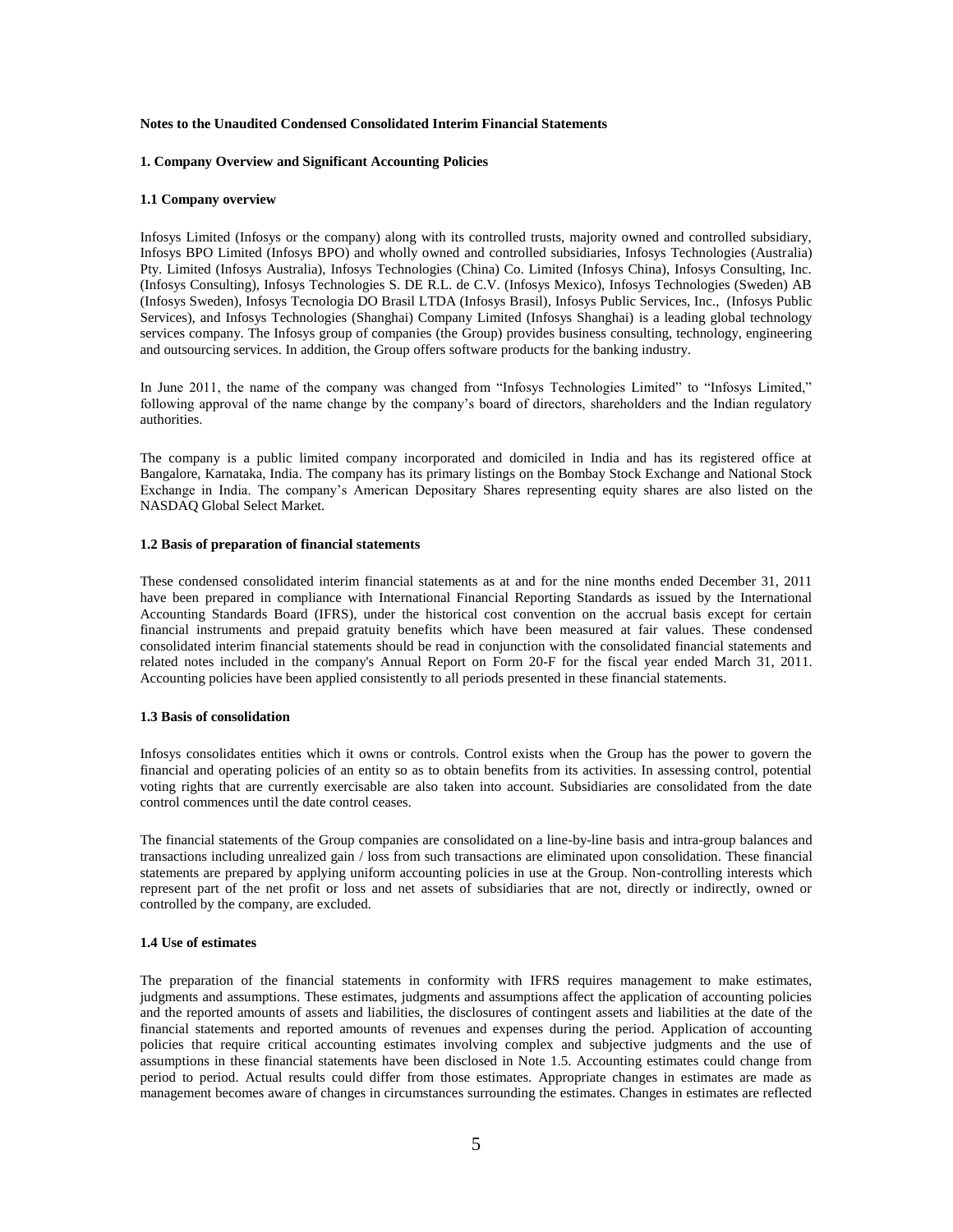## Notes to the Unaudited Condensed Consolidated Interim Financial Statements

### 1. Company Overview and Significant Accounting Policies

#### 1.1 Company overview

Infosys Limited (Infosys or the company) along with its controlled trusts, majority owned and controlled subsidiary, Infosys BPO Limited (Infosys BPO) and wholly owned and controlled subsidiaries, Infosys Technologies (Australia) Pty. Limited (Infosys Australia), Infosys Technologies (China) Co. Limited (Infosys China), Infosys Consulting, Inc. (Infosys Consulting), Infosys Technologies S. DE R.L. de C.V. (Infosys Mexico), Infosys Technologies (Sweden) AB (Infosys Sweden), Infosys Tecnologia DO Brasil LTDA (Infosys Brasil), Infosys Public Services, Inc., (Infosys Public Services), and Infosys Technologies (Shanghai) Company Limited (Infosys Shanghai) is a leading global technology services company. The Infosys group of companies (the Group) provides business consulting, technology, engineering and outsourcing services. In addition, the Group offers software products for the banking industry.

In June 2011, the name of the company was changed from "Infosys Technologies Limited" to "Infosys Limited," following approval of the name change by the company's board of directors, shareholders and the Indian regulatory authorities.

The company is a public limited company incorporated and domiciled in India and has its registered office at Bangalore, Karnataka, India. The company has its primary listings on the Bombay Stock Exchange and National Stock Exchange in India. The company's American Depositary Shares representing equity shares are also listed on the NASDAQ Global Select Market.

#### 1.2 Basis of preparation of financial statements

These condensed consolidated interim financial statements as at and for the nine months ended December 31, 2011 have been prepared in compliance with International Financial Reporting Standards as issued by the International Accounting Standards Board (IFRS), under the historical cost convention on the accrual basis except for certain financial instruments and prepaid gratuity benefits which have been measured at fair values. These condensed consolidated interim financial statements should be read in conjunction with the consolidated financial statements and related notes included in the company's Annual Report on Form 20-F for the fiscal year ended March 31, 2011. Accounting policies have been applied consistently to all periods presented in these financial statements.

#### 1.3 Basis of consolidation

Infosys consolidates entities which it owns or controls. Control exists when the Group has the power to govern the financial and operating policies of an entity so as to obtain benefits from its activities. In assessing control, potential voting rights that are currently exercisable are also taken into account. Subsidiaries are consolidated from the date control commences until the date control ceases.

The financial statements of the Group companies are consolidated on a line-by-line basis and intra-group balances and transactions including unrealized gain / loss from such transactions are eliminated upon consolidation. These financial statements are prepared by applying uniform accounting policies in use at the Group. Non-controlling interests which represent part of the net profit or loss and net assets of subsidiaries that are not, directly or indirectly, owned or controlled by the company, are excluded.

#### 1.4 Use of estimates

The preparation of the financial statements in conformity with IFRS requires management to make estimates, judgments and assumptions. These estimates, judgments and assumptions affect the application of accounting policies and the reported amounts of assets and liabilities, the disclosures of contingent assets and liabilities at the date of the financial statements and reported amounts of revenues and expenses during the period. Application of accounting policies that require critical accounting estimates involving complex and subjective judgments and the use of assumptions in these financial statements have been disclosed in Note 1.5. Accounting estimates could change from period to period. Actual results could differ from those estimates. Appropriate changes in estimates are made as management becomes aware of changes in circumstances surrounding the estimates. Changes in estimates are reflected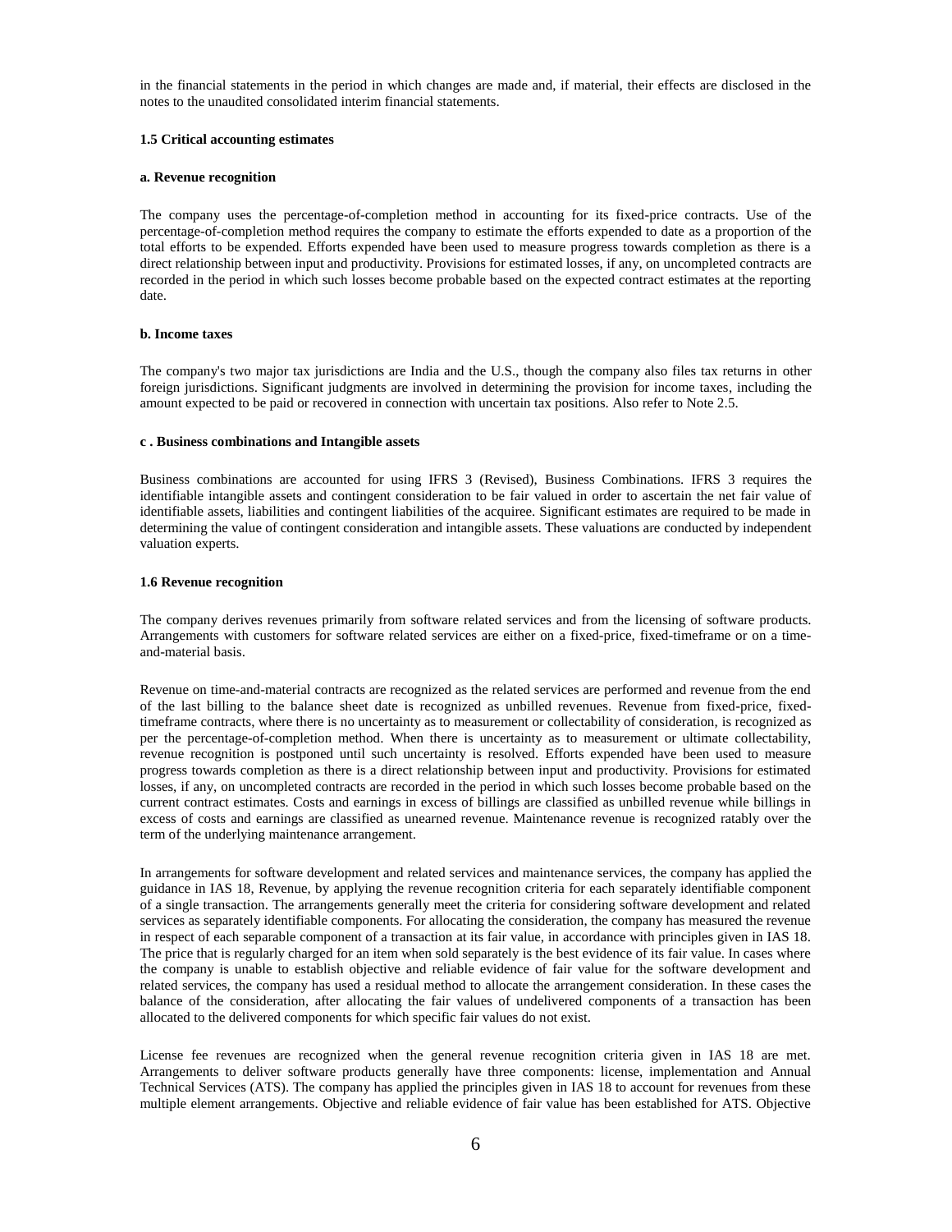in the financial statements in the period in which changes are made and, if material, their effects are disclosed in the notes to the unaudited consolidated interim financial statements.

### 1.5 Critical accounting estimates

#### a. Revenue recognition

The company uses the percentage-of-completion method in accounting for its fixed-price contracts. Use of the percentage-of-completion method requires the company to estimate the efforts expended to date as a proportion of the total efforts to be expended. Efforts expended have been used to measure progress towards completion as there is a direct relationship between input and productivity. Provisions for estimated losses, if any, on uncompleted contracts are recorded in the period in which such losses become probable based on the expected contract estimates at the reporting date.

#### b. Income taxes

The company's two major tax jurisdictions are India and the U.S., though the company also files tax returns in other foreign jurisdictions. Significant judgments are involved in determining the provision for income taxes, including the amount expected to be paid or recovered in connection with uncertain tax positions. Also refer to Note 2.5.

#### c . Business combinations and Intangible assets

Business combinations are accounted for using IFRS 3 (Revised), Business Combinations. IFRS 3 requires the identifiable intangible assets and contingent consideration to be fair valued in order to ascertain the net fair value of identifiable assets, liabilities and contingent liabilities of the acquiree. Significant estimates are required to be made in determining the value of contingent consideration and intangible assets. These valuations are conducted by independent valuation experts.

### 1.6 Revenue recognition

The company derives revenues primarily from software related services and from the licensing of software products. Arrangements with customers for software related services are either on a fixed-price, fixed-timeframe or on a time-and-material basis.

Revenue on time-and-material contracts are recognized as the related services are performed and revenue from the end of the last billing to the balance sheet date is recognized as unbilled revenues. Revenue from fixed-price, fixed-timeframe contracts, where there is no uncertainty as to measurement or collectability of consideration, is recognized as per the percentage-of-completion method. When there is uncertainty as to measurement or ultimate collectability, revenue recognition is postponed until such uncertainty is resolved. Efforts expended have been used to measure progress towards completion as there is a direct relationship between input and productivity. Provisions for estimated losses, if any, on uncompleted contracts are recorded in the period in which such losses become probable based on the current contract estimates. Costs and earnings in excess of billings are classified as unbilled revenue while billings in excess of costs and earnings are classified as unearned revenue. Maintenance revenue is recognized ratably over the term of the underlying maintenance arrangement.

In arrangements for software development and related services and maintenance services, the company has applied the guidance in IAS 18, Revenue, by applying the revenue recognition criteria for each separately identifiable component of a single transaction. The arrangements generally meet the criteria for considering software development and related services as separately identifiable components. For allocating the consideration, the company has measured the revenue in respect of each separable component of a transaction at its fair value, in accordance with principles given in IAS 18. The price that is regularly charged for an item when sold separately is the best evidence of its fair value. In cases where the company is unable to establish objective and reliable evidence of fair value for the software development and related services, the company has used a residual method to allocate the arrangement consideration. In these cases the balance of the consideration, after allocating the fair values of undelivered components of a transaction has been allocated to the delivered components for which specific fair values do not exist.

License fee revenues are recognized when the general revenue recognition criteria given in IAS 18 are met. Arrangements to deliver software products generally have three components: license, implementation and Annual Technical Services (ATS). The company has applied the principles given in IAS 18 to account for revenues from these multiple element arrangements. Objective and reliable evidence of fair value has been established for ATS. Objective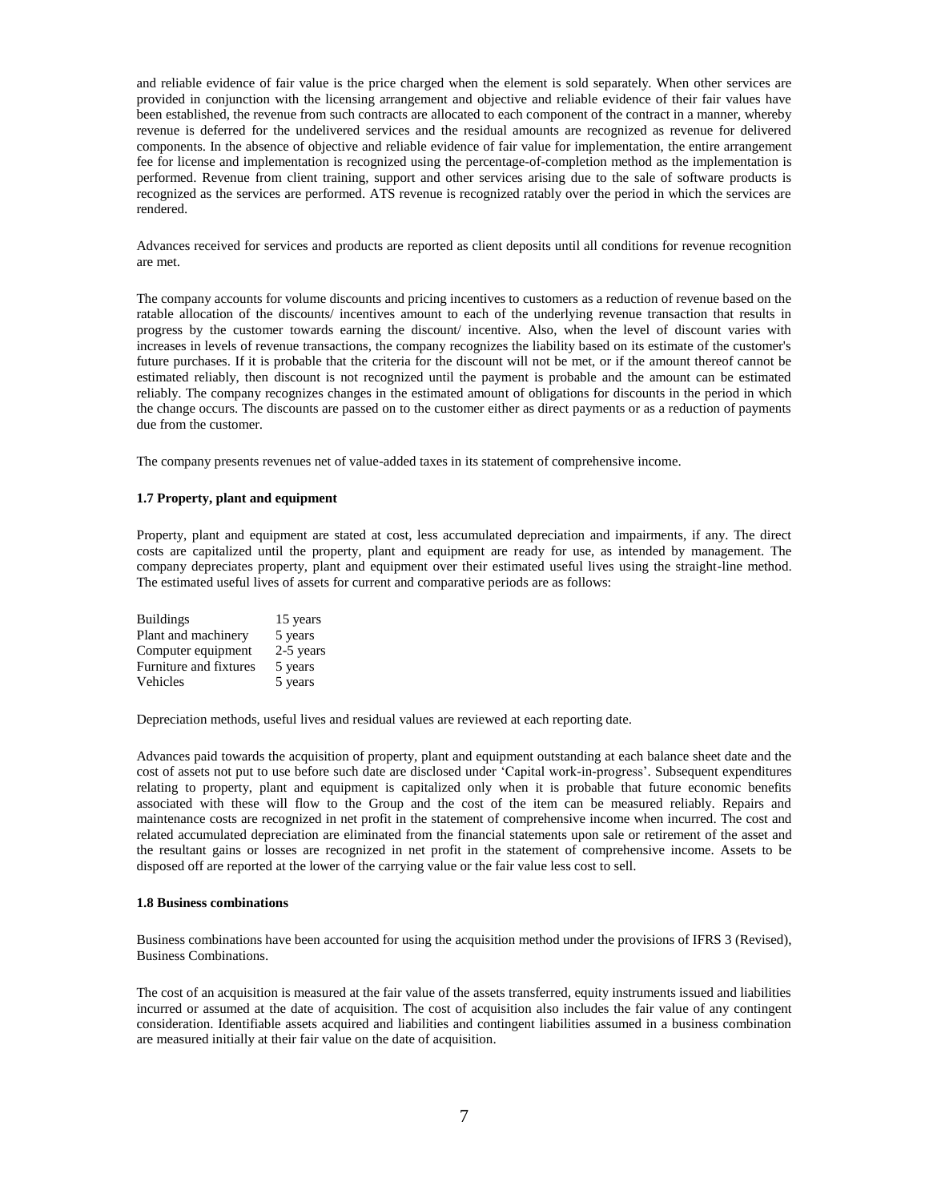and reliable evidence of fair value is the price charged when the element is sold separately. When other services are provided in conjunction with the licensing arrangement and objective and reliable evidence of their fair values have been established, the revenue from such contracts are allocated to each component of the contract in a manner, whereby revenue is deferred for the undelivered services and the residual amounts are recognized as revenue for delivered components. In the absence of objective and reliable evidence of fair value for implementation, the entire arrangement fee for license and implementation is recognized using the percentage-of-completion method as the implementation is performed. Revenue from client training, support and other services arising due to the sale of software products is recognized as the services are performed. ATS revenue is recognized ratably over the period in which the services are rendered.

Advances received for services and products are reported as client deposits until all conditions for revenue recognition are met.

The company accounts for volume discounts and pricing incentives to customers as a reduction of revenue based on the ratable allocation of the discounts/ incentives amount to each of the underlying revenue transaction that results in progress by the customer towards earning the discount/ incentive. Also, when the level of discount varies with increases in levels of revenue transactions, the company recognizes the liability based on its estimate of the customer's future purchases. If it is probable that the criteria for the discount will not be met, or if the amount thereof cannot be estimated reliably, then discount is not recognized until the payment is probable and the amount can be estimated reliably. The company recognizes changes in the estimated amount of obligations for discounts in the period in which the change occurs. The discounts are passed on to the customer either as direct payments or as a reduction of payments due from the customer.

The company presents revenues net of value-added taxes in its statement of comprehensive income.

### 1.7 Property, plant and equipment

Property, plant and equipment are stated at cost, less accumulated depreciation and impairments, if any. The direct costs are capitalized until the property, plant and equipment are ready for use, as intended by management. The company depreciates property, plant and equipment over their estimated useful lives using the straight-line method. The estimated useful lives of assets for current and comparative periods are as follows:

| | |
|---|---|
| Buildings | 15 years |
| Plant and machinery | 5 years |
| Computer equipment | 2-5 years |
| Furniture and fixtures | 5 years |
| Vehicles | 5 years |

Depreciation methods, useful lives and residual values are reviewed at each reporting date.

Advances paid towards the acquisition of property, plant and equipment outstanding at each balance sheet date and the cost of assets not put to use before such date are disclosed under 'Capital work-in-progress'. Subsequent expenditures relating to property, plant and equipment is capitalized only when it is probable that future economic benefits associated with these will flow to the Group and the cost of the item can be measured reliably. Repairs and maintenance costs are recognized in net profit in the statement of comprehensive income when incurred. The cost and related accumulated depreciation are eliminated from the financial statements upon sale or retirement of the asset and the resultant gains or losses are recognized in net profit in the statement of comprehensive income. Assets to be disposed off are reported at the lower of the carrying value or the fair value less cost to sell.

### 1.8 Business combinations

Business combinations have been accounted for using the acquisition method under the provisions of IFRS 3 (Revised), Business Combinations.

The cost of an acquisition is measured at the fair value of the assets transferred, equity instruments issued and liabilities incurred or assumed at the date of acquisition. The cost of acquisition also includes the fair value of any contingent consideration. Identifiable assets acquired and liabilities and contingent liabilities assumed in a business combination are measured initially at their fair value on the date of acquisition.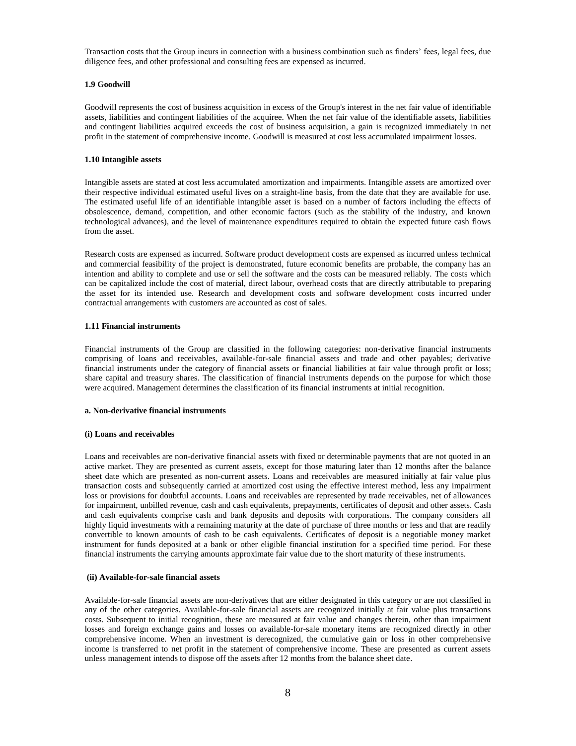Transaction costs that the Group incurs in connection with a business combination such as finders' fees, legal fees, due diligence fees, and other professional and consulting fees are expensed as incurred.

### 1.9 Goodwill

Goodwill represents the cost of business acquisition in excess of the Group's interest in the net fair value of identifiable assets, liabilities and contingent liabilities of the acquiree. When the net fair value of the identifiable assets, liabilities and contingent liabilities acquired exceeds the cost of business acquisition, a gain is recognized immediately in net profit in the statement of comprehensive income. Goodwill is measured at cost less accumulated impairment losses.

### 1.10 Intangible assets

Intangible assets are stated at cost less accumulated amortization and impairments. Intangible assets are amortized over their respective individual estimated useful lives on a straight-line basis, from the date that they are available for use. The estimated useful life of an identifiable intangible asset is based on a number of factors including the effects of obsolescence, demand, competition, and other economic factors (such as the stability of the industry, and known technological advances), and the level of maintenance expenditures required to obtain the expected future cash flows from the asset.

Research costs are expensed as incurred. Software product development costs are expensed as incurred unless technical and commercial feasibility of the project is demonstrated, future economic benefits are probable, the company has an intention and ability to complete and use or sell the software and the costs can be measured reliably. The costs which can be capitalized include the cost of material, direct labour, overhead costs that are directly attributable to preparing the asset for its intended use. Research and development costs and software development costs incurred under contractual arrangements with customers are accounted as cost of sales.

### 1.11 Financial instruments

Financial instruments of the Group are classified in the following categories: non-derivative financial instruments comprising of loans and receivables, available-for-sale financial assets and trade and other payables; derivative financial instruments under the category of financial assets or financial liabilities at fair value through profit or loss; share capital and treasury shares. The classification of financial instruments depends on the purpose for which those were acquired. Management determines the classification of its financial instruments at initial recognition.

#### a. Non-derivative financial instruments

#### (i) Loans and receivables

Loans and receivables are non-derivative financial assets with fixed or determinable payments that are not quoted in an active market. They are presented as current assets, except for those maturing later than 12 months after the balance sheet date which are presented as non-current assets. Loans and receivables are measured initially at fair value plus transaction costs and subsequently carried at amortized cost using the effective interest method, less any impairment loss or provisions for doubtful accounts. Loans and receivables are represented by trade receivables, net of allowances for impairment, unbilled revenue, cash and cash equivalents, prepayments, certificates of deposit and other assets. Cash and cash equivalents comprise cash and bank deposits and deposits with corporations. The company considers all highly liquid investments with a remaining maturity at the date of purchase of three months or less and that are readily convertible to known amounts of cash to be cash equivalents. Certificates of deposit is a negotiable money market instrument for funds deposited at a bank or other eligible financial institution for a specified time period. For these financial instruments the carrying amounts approximate fair value due to the short maturity of these instruments.

#### (ii) Available-for-sale financial assets

Available-for-sale financial assets are non-derivatives that are either designated in this category or are not classified in any of the other categories. Available-for-sale financial assets are recognized initially at fair value plus transactions costs. Subsequent to initial recognition, these are measured at fair value and changes therein, other than impairment losses and foreign exchange gains and losses on available-for-sale monetary items are recognized directly in other comprehensive income. When an investment is derecognized, the cumulative gain or loss in other comprehensive income is transferred to net profit in the statement of comprehensive income. These are presented as current assets unless management intends to dispose off the assets after 12 months from the balance sheet date.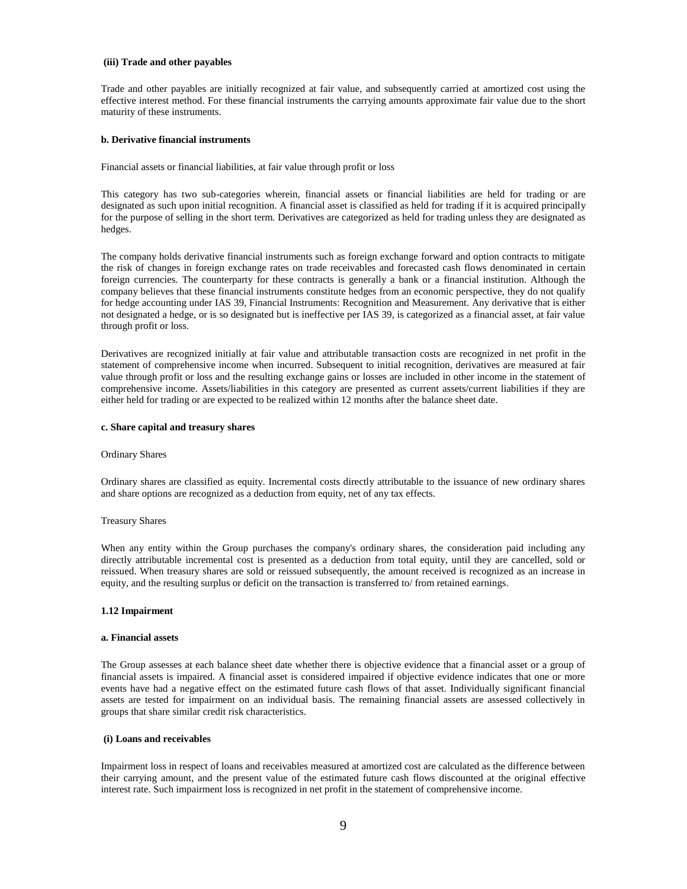**(iii) Trade and other payables**

Trade and other payables are initially recognized at fair value, and subsequently carried at amortized cost using the effective interest method. For these financial instruments the carrying amounts approximate fair value due to the short maturity of these instruments.

**b. Derivative financial instruments**

Financial assets or financial liabilities, at fair value through profit or loss

This category has two sub-categories wherein, financial assets or financial liabilities are held for trading or are designated as such upon initial recognition. A financial asset is classified as held for trading if it is acquired principally for the purpose of selling in the short term. Derivatives are categorized as held for trading unless they are designated as hedges.

The company holds derivative financial instruments such as foreign exchange forward and option contracts to mitigate the risk of changes in foreign exchange rates on trade receivables and forecasted cash flows denominated in certain foreign currencies. The counterparty for these contracts is generally a bank or a financial institution. Although the company believes that these financial instruments constitute hedges from an economic perspective, they do not qualify for hedge accounting under IAS 39, Financial Instruments: Recognition and Measurement. Any derivative that is either not designated a hedge, or is so designated but is ineffective per IAS 39, is categorized as a financial asset, at fair value through profit or loss.

Derivatives are recognized initially at fair value and attributable transaction costs are recognized in net profit in the statement of comprehensive income when incurred. Subsequent to initial recognition, derivatives are measured at fair value through profit or loss and the resulting exchange gains or losses are included in other income in the statement of comprehensive income. Assets/liabilities in this category are presented as current assets/current liabilities if they are either held for trading or are expected to be realized within 12 months after the balance sheet date.

**c. Share capital and treasury shares**

Ordinary Shares

Ordinary shares are classified as equity. Incremental costs directly attributable to the issuance of new ordinary shares and share options are recognized as a deduction from equity, net of any tax effects.

Treasury Shares

When any entity within the Group purchases the company's ordinary shares, the consideration paid including any directly attributable incremental cost is presented as a deduction from total equity, until they are cancelled, sold or reissued. When treasury shares are sold or reissued subsequently, the amount received is recognized as an increase in equity, and the resulting surplus or deficit on the transaction is transferred to/ from retained earnings.

**1.12 Impairment**

**a. Financial assets**

The Group assesses at each balance sheet date whether there is objective evidence that a financial asset or a group of financial assets is impaired. A financial asset is considered impaired if objective evidence indicates that one or more events have had a negative effect on the estimated future cash flows of that asset. Individually significant financial assets are tested for impairment on an individual basis. The remaining financial assets are assessed collectively in groups that share similar credit risk characteristics.

**(i) Loans and receivables**

Impairment loss in respect of loans and receivables measured at amortized cost are calculated as the difference between their carrying amount, and the present value of the estimated future cash flows discounted at the original effective interest rate. Such impairment loss is recognized in net profit in the statement of comprehensive income.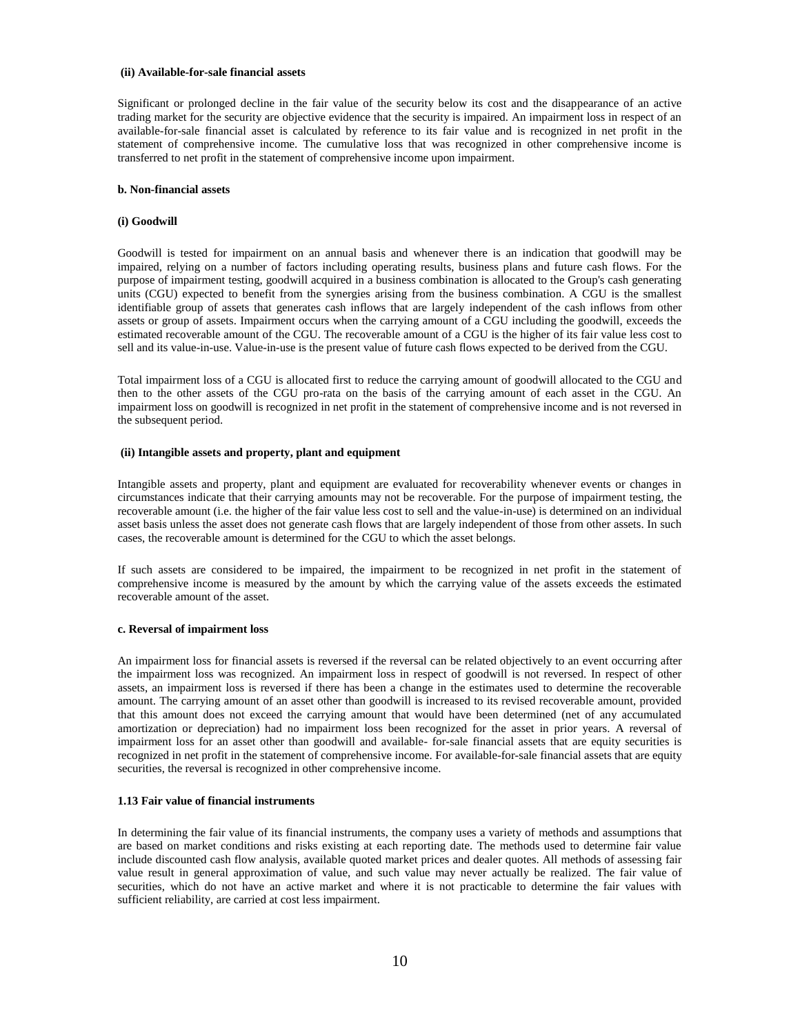#### (ii) Available-for-sale financial assets

Significant or prolonged decline in the fair value of the security below its cost and the disappearance of an active trading market for the security are objective evidence that the security is impaired. An impairment loss in respect of an available-for-sale financial asset is calculated by reference to its fair value and is recognized in net profit in the statement of comprehensive income. The cumulative loss that was recognized in other comprehensive income is transferred to net profit in the statement of comprehensive income upon impairment.

### b. Non-financial assets

#### (i) Goodwill

Goodwill is tested for impairment on an annual basis and whenever there is an indication that goodwill may be impaired, relying on a number of factors including operating results, business plans and future cash flows. For the purpose of impairment testing, goodwill acquired in a business combination is allocated to the Group's cash generating units (CGU) expected to benefit from the synergies arising from the business combination. A CGU is the smallest identifiable group of assets that generates cash inflows that are largely independent of the cash inflows from other assets or group of assets. Impairment occurs when the carrying amount of a CGU including the goodwill, exceeds the estimated recoverable amount of the CGU. The recoverable amount of a CGU is the higher of its fair value less cost to sell and its value-in-use. Value-in-use is the present value of future cash flows expected to be derived from the CGU.

Total impairment loss of a CGU is allocated first to reduce the carrying amount of goodwill allocated to the CGU and then to the other assets of the CGU pro-rata on the basis of the carrying amount of each asset in the CGU. An impairment loss on goodwill is recognized in net profit in the statement of comprehensive income and is not reversed in the subsequent period.

#### (ii) Intangible assets and property, plant and equipment

Intangible assets and property, plant and equipment are evaluated for recoverability whenever events or changes in circumstances indicate that their carrying amounts may not be recoverable. For the purpose of impairment testing, the recoverable amount (i.e. the higher of the fair value less cost to sell and the value-in-use) is determined on an individual asset basis unless the asset does not generate cash flows that are largely independent of those from other assets. In such cases, the recoverable amount is determined for the CGU to which the asset belongs.

If such assets are considered to be impaired, the impairment to be recognized in net profit in the statement of comprehensive income is measured by the amount by which the carrying value of the assets exceeds the estimated recoverable amount of the asset.

### c. Reversal of impairment loss

An impairment loss for financial assets is reversed if the reversal can be related objectively to an event occurring after the impairment loss was recognized. An impairment loss in respect of goodwill is not reversed. In respect of other assets, an impairment loss is reversed if there has been a change in the estimates used to determine the recoverable amount. The carrying amount of an asset other than goodwill is increased to its revised recoverable amount, provided that this amount does not exceed the carrying amount that would have been determined (net of any accumulated amortization or depreciation) had no impairment loss been recognized for the asset in prior years. A reversal of impairment loss for an asset other than goodwill and available- for-sale financial assets that are equity securities is recognized in net profit in the statement of comprehensive income. For available-for-sale financial assets that are equity securities, the reversal is recognized in other comprehensive income.

## 1.13 Fair value of financial instruments

In determining the fair value of its financial instruments, the company uses a variety of methods and assumptions that are based on market conditions and risks existing at each reporting date. The methods used to determine fair value include discounted cash flow analysis, available quoted market prices and dealer quotes. All methods of assessing fair value result in general approximation of value, and such value may never actually be realized. The fair value of securities, which do not have an active market and where it is not practicable to determine the fair values with sufficient reliability, are carried at cost less impairment.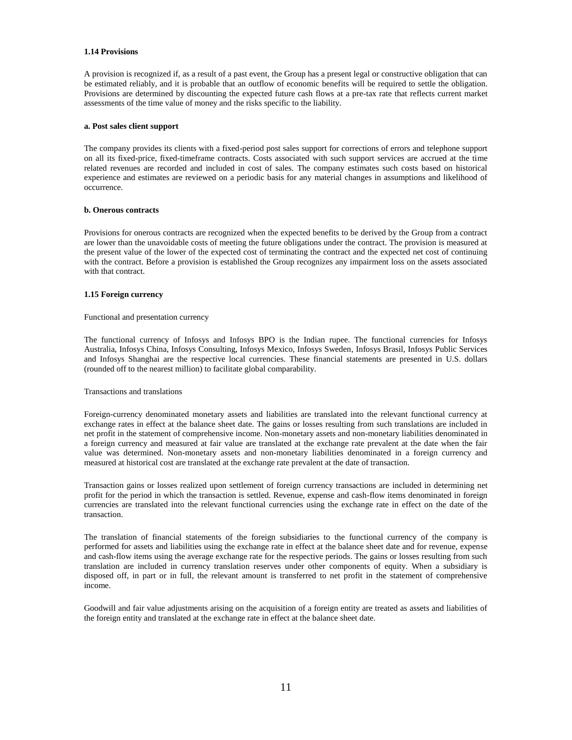### 1.14 Provisions

A provision is recognized if, as a result of a past event, the Group has a present legal or constructive obligation that can be estimated reliably, and it is probable that an outflow of economic benefits will be required to settle the obligation. Provisions are determined by discounting the expected future cash flows at a pre-tax rate that reflects current market assessments of the time value of money and the risks specific to the liability.

#### a. Post sales client support

The company provides its clients with a fixed-period post sales support for corrections of errors and telephone support on all its fixed-price, fixed-timeframe contracts. Costs associated with such support services are accrued at the time related revenues are recorded and included in cost of sales. The company estimates such costs based on historical experience and estimates are reviewed on a periodic basis for any material changes in assumptions and likelihood of occurrence.

#### b. Onerous contracts

Provisions for onerous contracts are recognized when the expected benefits to be derived by the Group from a contract are lower than the unavoidable costs of meeting the future obligations under the contract. The provision is measured at the present value of the lower of the expected cost of terminating the contract and the expected net cost of continuing with the contract. Before a provision is established the Group recognizes any impairment loss on the assets associated with that contract.

### 1.15 Foreign currency

Functional and presentation currency

The functional currency of Infosys and Infosys BPO is the Indian rupee. The functional currencies for Infosys Australia, Infosys China, Infosys Consulting, Infosys Mexico, Infosys Sweden, Infosys Brasil, Infosys Public Services and Infosys Shanghai are the respective local currencies. These financial statements are presented in U.S. dollars (rounded off to the nearest million) to facilitate global comparability.

Transactions and translations

Foreign-currency denominated monetary assets and liabilities are translated into the relevant functional currency at exchange rates in effect at the balance sheet date. The gains or losses resulting from such translations are included in net profit in the statement of comprehensive income. Non-monetary assets and non-monetary liabilities denominated in a foreign currency and measured at fair value are translated at the exchange rate prevalent at the date when the fair value was determined. Non-monetary assets and non-monetary liabilities denominated in a foreign currency and measured at historical cost are translated at the exchange rate prevalent at the date of transaction.

Transaction gains or losses realized upon settlement of foreign currency transactions are included in determining net profit for the period in which the transaction is settled. Revenue, expense and cash-flow items denominated in foreign currencies are translated into the relevant functional currencies using the exchange rate in effect on the date of the transaction.

The translation of financial statements of the foreign subsidiaries to the functional currency of the company is performed for assets and liabilities using the exchange rate in effect at the balance sheet date and for revenue, expense and cash-flow items using the average exchange rate for the respective periods. The gains or losses resulting from such translation are included in currency translation reserves under other components of equity. When a subsidiary is disposed off, in part or in full, the relevant amount is transferred to net profit in the statement of comprehensive income.

Goodwill and fair value adjustments arising on the acquisition of a foreign entity are treated as assets and liabilities of the foreign entity and translated at the exchange rate in effect at the balance sheet date.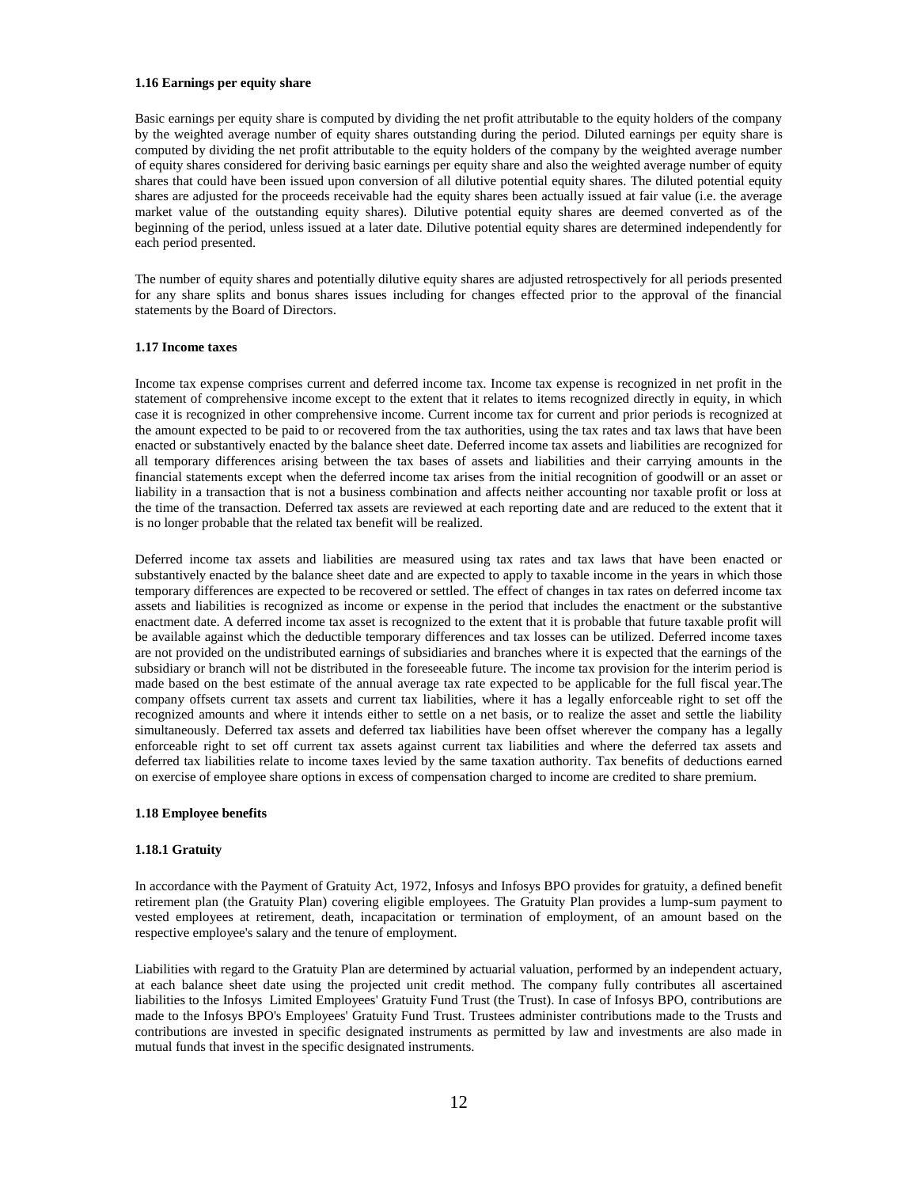**1.16 Earnings per equity share**

Basic earnings per equity share is computed by dividing the net profit attributable to the equity holders of the company by the weighted average number of equity shares outstanding during the period. Diluted earnings per equity share is computed by dividing the net profit attributable to the equity holders of the company by the weighted average number of equity shares considered for deriving basic earnings per equity share and also the weighted average number of equity shares that could have been issued upon conversion of all dilutive potential equity shares. The diluted potential equity shares are adjusted for the proceeds receivable had the equity shares been actually issued at fair value (i.e. the average market value of the outstanding equity shares). Dilutive potential equity shares are deemed converted as of the beginning of the period, unless issued at a later date. Dilutive potential equity shares are determined independently for each period presented.

The number of equity shares and potentially dilutive equity shares are adjusted retrospectively for all periods presented for any share splits and bonus shares issues including for changes effected prior to the approval of the financial statements by the Board of Directors.

**1.17 Income taxes**

Income tax expense comprises current and deferred income tax. Income tax expense is recognized in net profit in the statement of comprehensive income except to the extent that it relates to items recognized directly in equity, in which case it is recognized in other comprehensive income. Current income tax for current and prior periods is recognized at the amount expected to be paid to or recovered from the tax authorities, using the tax rates and tax laws that have been enacted or substantively enacted by the balance sheet date. Deferred income tax assets and liabilities are recognized for all temporary differences arising between the tax bases of assets and liabilities and their carrying amounts in the financial statements except when the deferred income tax arises from the initial recognition of goodwill or an asset or liability in a transaction that is not a business combination and affects neither accounting nor taxable profit or loss at the time of the transaction. Deferred tax assets are reviewed at each reporting date and are reduced to the extent that it is no longer probable that the related tax benefit will be realized.

Deferred income tax assets and liabilities are measured using tax rates and tax laws that have been enacted or substantively enacted by the balance sheet date and are expected to apply to taxable income in the years in which those temporary differences are expected to be recovered or settled. The effect of changes in tax rates on deferred income tax assets and liabilities is recognized as income or expense in the period that includes the enactment or the substantive enactment date. A deferred income tax asset is recognized to the extent that it is probable that future taxable profit will be available against which the deductible temporary differences and tax losses can be utilized. Deferred income taxes are not provided on the undistributed earnings of subsidiaries and branches where it is expected that the earnings of the subsidiary or branch will not be distributed in the foreseeable future. The income tax provision for the interim period is made based on the best estimate of the annual average tax rate expected to be applicable for the full fiscal year.The company offsets current tax assets and current tax liabilities, where it has a legally enforceable right to set off the recognized amounts and where it intends either to settle on a net basis, or to realize the asset and settle the liability simultaneously. Deferred tax assets and deferred tax liabilities have been offset wherever the company has a legally enforceable right to set off current tax assets against current tax liabilities and where the deferred tax assets and deferred tax liabilities relate to income taxes levied by the same taxation authority. Tax benefits of deductions earned on exercise of employee share options in excess of compensation charged to income are credited to share premium.

**1.18 Employee benefits**

**1.18.1 Gratuity**

In accordance with the Payment of Gratuity Act, 1972, Infosys and Infosys BPO provides for gratuity, a defined benefit retirement plan (the Gratuity Plan) covering eligible employees. The Gratuity Plan provides a lump-sum payment to vested employees at retirement, death, incapacitation or termination of employment, of an amount based on the respective employee's salary and the tenure of employment.

Liabilities with regard to the Gratuity Plan are determined by actuarial valuation, performed by an independent actuary, at each balance sheet date using the projected unit credit method. The company fully contributes all ascertained liabilities to the Infosys Limited Employees' Gratuity Fund Trust (the Trust). In case of Infosys BPO, contributions are made to the Infosys BPO's Employees' Gratuity Fund Trust. Trustees administer contributions made to the Trusts and contributions are invested in specific designated instruments as permitted by law and investments are also made in mutual funds that invest in the specific designated instruments.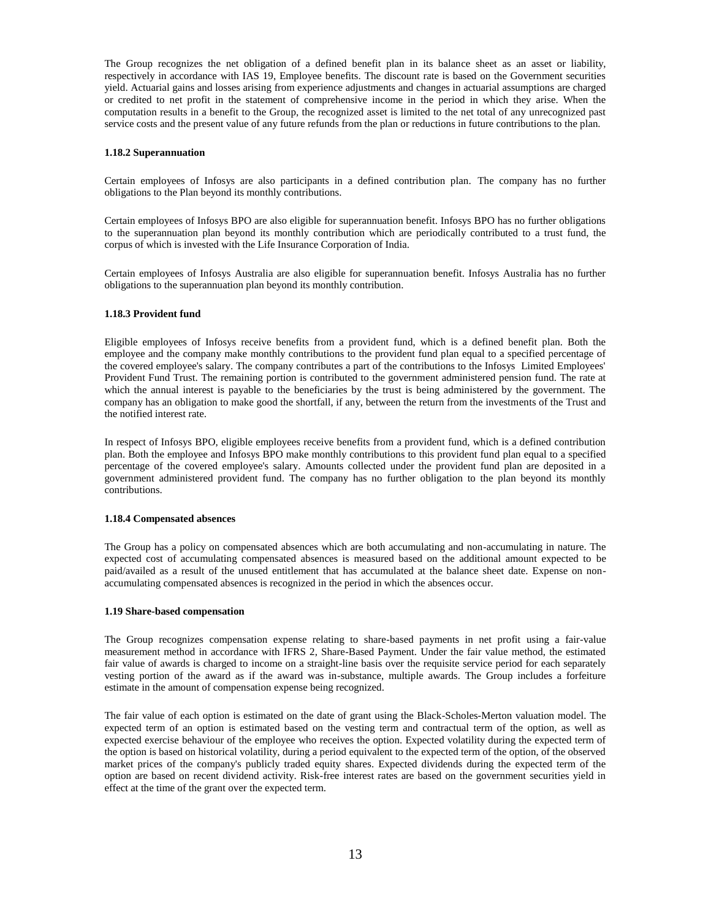The Group recognizes the net obligation of a defined benefit plan in its balance sheet as an asset or liability, respectively in accordance with IAS 19, Employee benefits. The discount rate is based on the Government securities yield. Actuarial gains and losses arising from experience adjustments and changes in actuarial assumptions are charged or credited to net profit in the statement of comprehensive income in the period in which they arise. When the computation results in a benefit to the Group, the recognized asset is limited to the net total of any unrecognized past service costs and the present value of any future refunds from the plan or reductions in future contributions to the plan.

#### 1.18.2 Superannuation

Certain employees of Infosys are also participants in a defined contribution plan. The company has no further obligations to the Plan beyond its monthly contributions.

Certain employees of Infosys BPO are also eligible for superannuation benefit. Infosys BPO has no further obligations to the superannuation plan beyond its monthly contribution which are periodically contributed to a trust fund, the corpus of which is invested with the Life Insurance Corporation of India.

Certain employees of Infosys Australia are also eligible for superannuation benefit. Infosys Australia has no further obligations to the superannuation plan beyond its monthly contribution.

#### 1.18.3 Provident fund

Eligible employees of Infosys receive benefits from a provident fund, which is a defined benefit plan. Both the employee and the company make monthly contributions to the provident fund plan equal to a specified percentage of the covered employee's salary. The company contributes a part of the contributions to the Infosys Limited Employees' Provident Fund Trust. The remaining portion is contributed to the government administered pension fund. The rate at which the annual interest is payable to the beneficiaries by the trust is being administered by the government. The company has an obligation to make good the shortfall, if any, between the return from the investments of the Trust and the notified interest rate.

In respect of Infosys BPO, eligible employees receive benefits from a provident fund, which is a defined contribution plan. Both the employee and Infosys BPO make monthly contributions to this provident fund plan equal to a specified percentage of the covered employee's salary. Amounts collected under the provident fund plan are deposited in a government administered provident fund. The company has no further obligation to the plan beyond its monthly contributions.

#### 1.18.4 Compensated absences

The Group has a policy on compensated absences which are both accumulating and non-accumulating in nature. The expected cost of accumulating compensated absences is measured based on the additional amount expected to be paid/availed as a result of the unused entitlement that has accumulated at the balance sheet date. Expense on non-accumulating compensated absences is recognized in the period in which the absences occur.

### 1.19 Share-based compensation

The Group recognizes compensation expense relating to share-based payments in net profit using a fair-value measurement method in accordance with IFRS 2, Share-Based Payment. Under the fair value method, the estimated fair value of awards is charged to income on a straight-line basis over the requisite service period for each separately vesting portion of the award as if the award was in-substance, multiple awards. The Group includes a forfeiture estimate in the amount of compensation expense being recognized.

The fair value of each option is estimated on the date of grant using the Black-Scholes-Merton valuation model. The expected term of an option is estimated based on the vesting term and contractual term of the option, as well as expected exercise behaviour of the employee who receives the option. Expected volatility during the expected term of the option is based on historical volatility, during a period equivalent to the expected term of the option, of the observed market prices of the company's publicly traded equity shares. Expected dividends during the expected term of the option are based on recent dividend activity. Risk-free interest rates are based on the government securities yield in effect at the time of the grant over the expected term.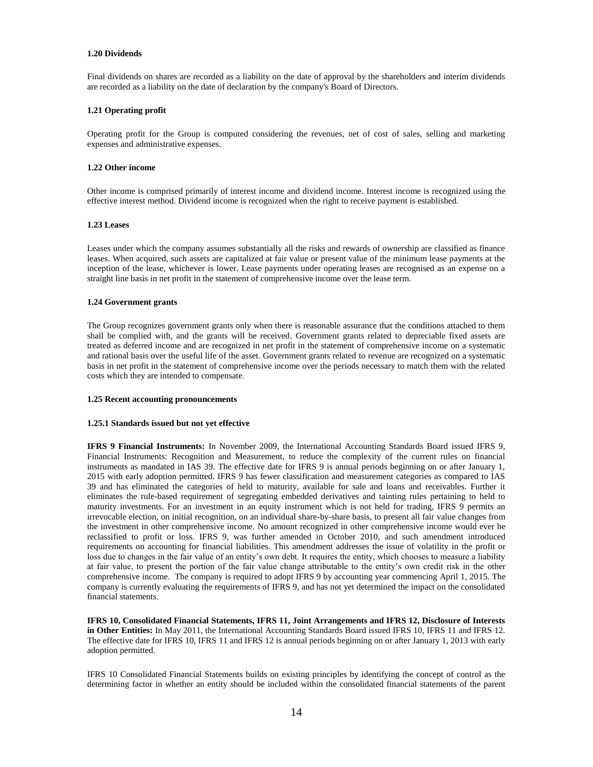### 1.20 Dividends

Final dividends on shares are recorded as a liability on the date of approval by the shareholders and interim dividends are recorded as a liability on the date of declaration by the company's Board of Directors.

### 1.21 Operating profit

Operating profit for the Group is computed considering the revenues, net of cost of sales, selling and marketing expenses and administrative expenses.

### 1.22 Other income

Other income is comprised primarily of interest income and dividend income. Interest income is recognized using the effective interest method. Dividend income is recognized when the right to receive payment is established.

### 1.23 Leases

Leases under which the company assumes substantially all the risks and rewards of ownership are classified as finance leases. When acquired, such assets are capitalized at fair value or present value of the minimum lease payments at the inception of the lease, whichever is lower. Lease payments under operating leases are recognised as an expense on a straight line basis in net profit in the statement of comprehensive income over the lease term.

### 1.24 Government grants

The Group recognizes government grants only when there is reasonable assurance that the conditions attached to them shall be complied with, and the grants will be received. Government grants related to depreciable fixed assets are treated as deferred income and are recognized in net profit in the statement of comprehensive income on a systematic and rational basis over the useful life of the asset. Government grants related to revenue are recognized on a systematic basis in net profit in the statement of comprehensive income over the periods necessary to match them with the related costs which they are intended to compensate.

### 1.25 Recent accounting pronouncements

#### 1.25.1 Standards issued but not yet effective

**IFRS 9 Financial Instruments:** In November 2009, the International Accounting Standards Board issued IFRS 9, Financial Instruments: Recognition and Measurement, to reduce the complexity of the current rules on financial instruments as mandated in IAS 39. The effective date for IFRS 9 is annual periods beginning on or after January 1, 2015 with early adoption permitted. IFRS 9 has fewer classification and measurement categories as compared to IAS 39 and has eliminated the categories of held to maturity, available for sale and loans and receivables. Further it eliminates the rule-based requirement of segregating embedded derivatives and tainting rules pertaining to held to maturity investments. For an investment in an equity instrument which is not held for trading, IFRS 9 permits an irrevocable election, on initial recognition, on an individual share-by-share basis, to present all fair value changes from the investment in other comprehensive income. No amount recognized in other comprehensive income would ever be reclassified to profit or loss. IFRS 9, was further amended in October 2010, and such amendment introduced requirements on accounting for financial liabilities. This amendment addresses the issue of volatility in the profit or loss due to changes in the fair value of an entity's own debt. It requires the entity, which chooses to measure a liability at fair value, to present the portion of the fair value change attributable to the entity's own credit risk in the other comprehensive income. The company is required to adopt IFRS 9 by accounting year commencing April 1, 2015. The company is currently evaluating the requirements of IFRS 9, and has not yet determined the impact on the consolidated financial statements.

**IFRS 10, Consolidated Financial Statements, IFRS 11, Joint Arrangements and IFRS 12, Disclosure of Interests in Other Entities:** In May 2011, the International Accounting Standards Board issued IFRS 10, IFRS 11 and IFRS 12. The effective date for IFRS 10, IFRS 11 and IFRS 12 is annual periods beginning on or after January 1, 2013 with early adoption permitted.

IFRS 10 Consolidated Financial Statements builds on existing principles by identifying the concept of control as the determining factor in whether an entity should be included within the consolidated financial statements of the parent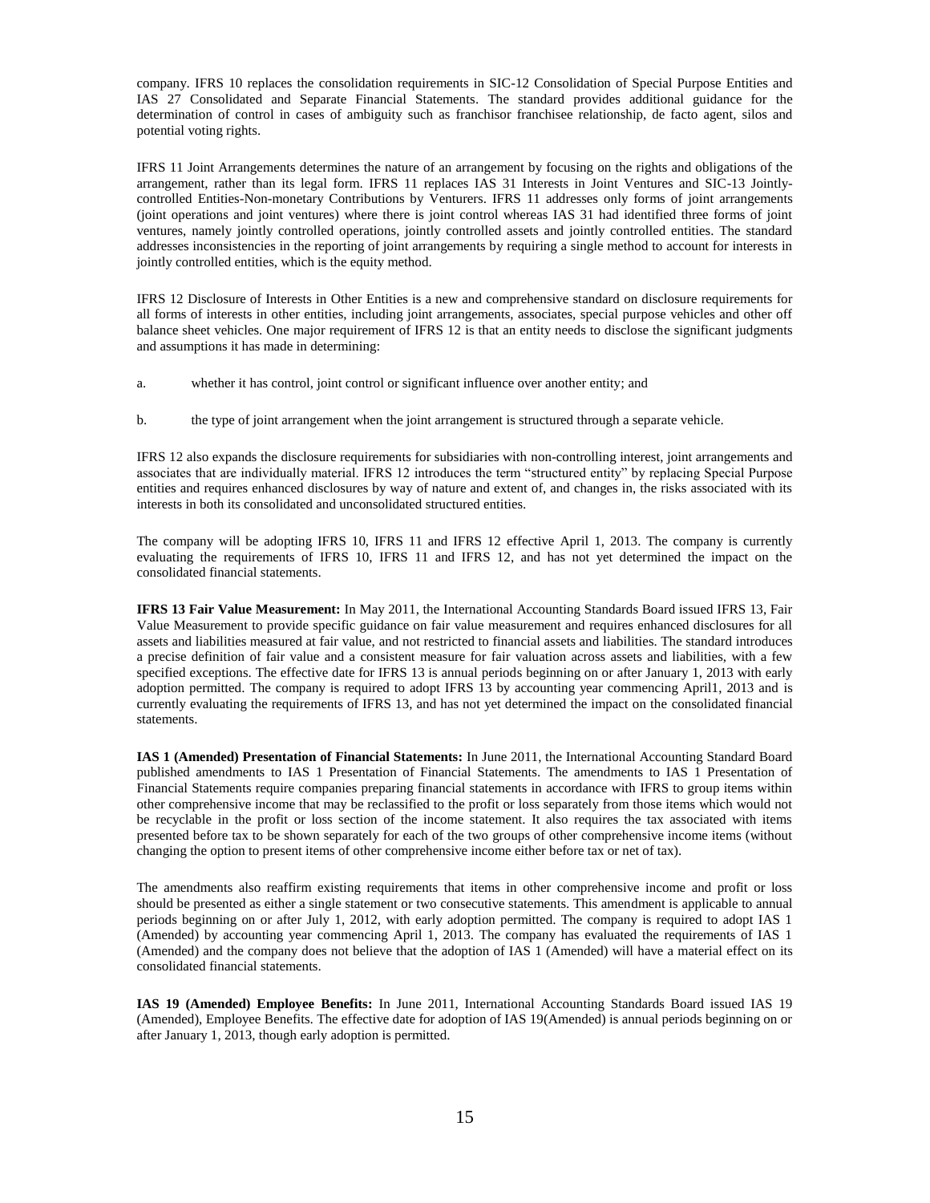company. IFRS 10 replaces the consolidation requirements in SIC-12 Consolidation of Special Purpose Entities and IAS 27 Consolidated and Separate Financial Statements. The standard provides additional guidance for the determination of control in cases of ambiguity such as franchisor franchisee relationship, de facto agent, silos and potential voting rights.

IFRS 11 Joint Arrangements determines the nature of an arrangement by focusing on the rights and obligations of the arrangement, rather than its legal form. IFRS 11 replaces IAS 31 Interests in Joint Ventures and SIC-13 Jointly-controlled Entities-Non-monetary Contributions by Venturers. IFRS 11 addresses only forms of joint arrangements (joint operations and joint ventures) where there is joint control whereas IAS 31 had identified three forms of joint ventures, namely jointly controlled operations, jointly controlled assets and jointly controlled entities. The standard addresses inconsistencies in the reporting of joint arrangements by requiring a single method to account for interests in jointly controlled entities, which is the equity method.

IFRS 12 Disclosure of Interests in Other Entities is a new and comprehensive standard on disclosure requirements for all forms of interests in other entities, including joint arrangements, associates, special purpose vehicles and other off balance sheet vehicles. One major requirement of IFRS 12 is that an entity needs to disclose the significant judgments and assumptions it has made in determining:

a. whether it has control, joint control or significant influence over another entity; and

b. the type of joint arrangement when the joint arrangement is structured through a separate vehicle.

IFRS 12 also expands the disclosure requirements for subsidiaries with non-controlling interest, joint arrangements and associates that are individually material. IFRS 12 introduces the term "structured entity" by replacing Special Purpose entities and requires enhanced disclosures by way of nature and extent of, and changes in, the risks associated with its interests in both its consolidated and unconsolidated structured entities.

The company will be adopting IFRS 10, IFRS 11 and IFRS 12 effective April 1, 2013. The company is currently evaluating the requirements of IFRS 10, IFRS 11 and IFRS 12, and has not yet determined the impact on the consolidated financial statements.

**IFRS 13 Fair Value Measurement:** In May 2011, the International Accounting Standards Board issued IFRS 13, Fair Value Measurement to provide specific guidance on fair value measurement and requires enhanced disclosures for all assets and liabilities measured at fair value, and not restricted to financial assets and liabilities. The standard introduces a precise definition of fair value and a consistent measure for fair valuation across assets and liabilities, with a few specified exceptions. The effective date for IFRS 13 is annual periods beginning on or after January 1, 2013 with early adoption permitted. The company is required to adopt IFRS 13 by accounting year commencing April1, 2013 and is currently evaluating the requirements of IFRS 13, and has not yet determined the impact on the consolidated financial statements.

**IAS 1 (Amended) Presentation of Financial Statements:** In June 2011, the International Accounting Standard Board published amendments to IAS 1 Presentation of Financial Statements. The amendments to IAS 1 Presentation of Financial Statements require companies preparing financial statements in accordance with IFRS to group items within other comprehensive income that may be reclassified to the profit or loss separately from those items which would not be recyclable in the profit or loss section of the income statement. It also requires the tax associated with items presented before tax to be shown separately for each of the two groups of other comprehensive income items (without changing the option to present items of other comprehensive income either before tax or net of tax).

The amendments also reaffirm existing requirements that items in other comprehensive income and profit or loss should be presented as either a single statement or two consecutive statements. This amendment is applicable to annual periods beginning on or after July 1, 2012, with early adoption permitted. The company is required to adopt IAS 1 (Amended) by accounting year commencing April 1, 2013. The company has evaluated the requirements of IAS 1 (Amended) and the company does not believe that the adoption of IAS 1 (Amended) will have a material effect on its consolidated financial statements.

**IAS 19 (Amended) Employee Benefits:** In June 2011, International Accounting Standards Board issued IAS 19 (Amended), Employee Benefits. The effective date for adoption of IAS 19(Amended) is annual periods beginning on or after January 1, 2013, though early adoption is permitted.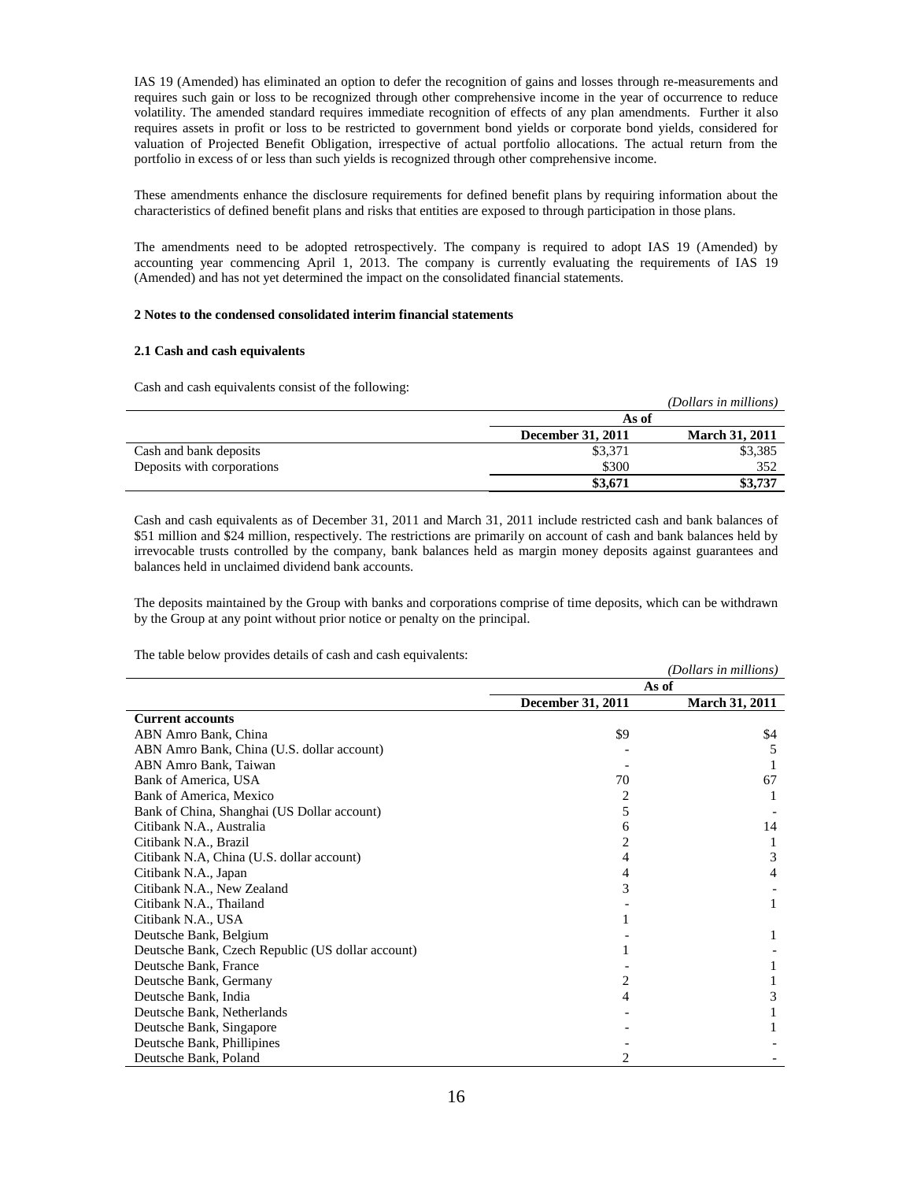IAS 19 (Amended) has eliminated an option to defer the recognition of gains and losses through re-measurements and requires such gain or loss to be recognized through other comprehensive income in the year of occurrence to reduce volatility. The amended standard requires immediate recognition of effects of any plan amendments. Further it also requires assets in profit or loss to be restricted to government bond yields or corporate bond yields, considered for valuation of Projected Benefit Obligation, irrespective of actual portfolio allocations. The actual return from the portfolio in excess of or less than such yields is recognized through other comprehensive income.

These amendments enhance the disclosure requirements for defined benefit plans by requiring information about the characteristics of defined benefit plans and risks that entities are exposed to through participation in those plans.

The amendments need to be adopted retrospectively. The company is required to adopt IAS 19 (Amended) by accounting year commencing April 1, 2013. The company is currently evaluating the requirements of IAS 19 (Amended) and has not yet determined the impact on the consolidated financial statements.

**2 Notes to the condensed consolidated interim financial statements**

**2.1 Cash and cash equivalents**

Cash and cash equivalents consist of the following:

*(Dollars in millions)*

| | As of | |
|---|---|---|
| | **December 31, 2011** | **March 31, 2011** |
| Cash and bank deposits | \$3,371 | \$3,385 |
| Deposits with corporations | \$300 | 352 |
| | **\$3,671** | **\$3,737** |

Cash and cash equivalents as of December 31, 2011 and March 31, 2011 include restricted cash and bank balances of \$51 million and \$24 million, respectively. The restrictions are primarily on account of cash and bank balances held by irrevocable trusts controlled by the company, bank balances held as margin money deposits against guarantees and balances held in unclaimed dividend bank accounts.

The deposits maintained by the Group with banks and corporations comprise of time deposits, which can be withdrawn by the Group at any point without prior notice or penalty on the principal.

The table below provides details of cash and cash equivalents:

*(Dollars in millions)*

| | As of | |
|---|---|---|
| | **December 31, 2011** | **March 31, 2011** |
| **Current accounts** | | |
| ABN Amro Bank, China | \$9 | \$4 |
| ABN Amro Bank, China (U.S. dollar account) | - | 5 |
| ABN Amro Bank, Taiwan | - | 1 |
| Bank of America, USA | 70 | 67 |
| Bank of America, Mexico | 2 | 1 |
| Bank of China, Shanghai (US Dollar account) | 5 | - |
| Citibank N.A., Australia | 6 | 14 |
| Citibank N.A., Brazil | 2 | 1 |
| Citibank N.A, China (U.S. dollar account) | 4 | 3 |
| Citibank N.A., Japan | 4 | 4 |
| Citibank N.A., New Zealand | 3 | - |
| Citibank N.A., Thailand | - | 1 |
| Citibank N.A., USA | 1 | |
| Deutsche Bank, Belgium | - | 1 |
| Deutsche Bank, Czech Republic (US dollar account) | 1 | - |
| Deutsche Bank, France | - | 1 |
| Deutsche Bank, Germany | 2 | 1 |
| Deutsche Bank, India | 4 | 3 |
| Deutsche Bank, Netherlands | - | 1 |
| Deutsche Bank, Singapore | - | 1 |
| Deutsche Bank, Phillipines | - | - |
| Deutsche Bank, Poland | 2 | - |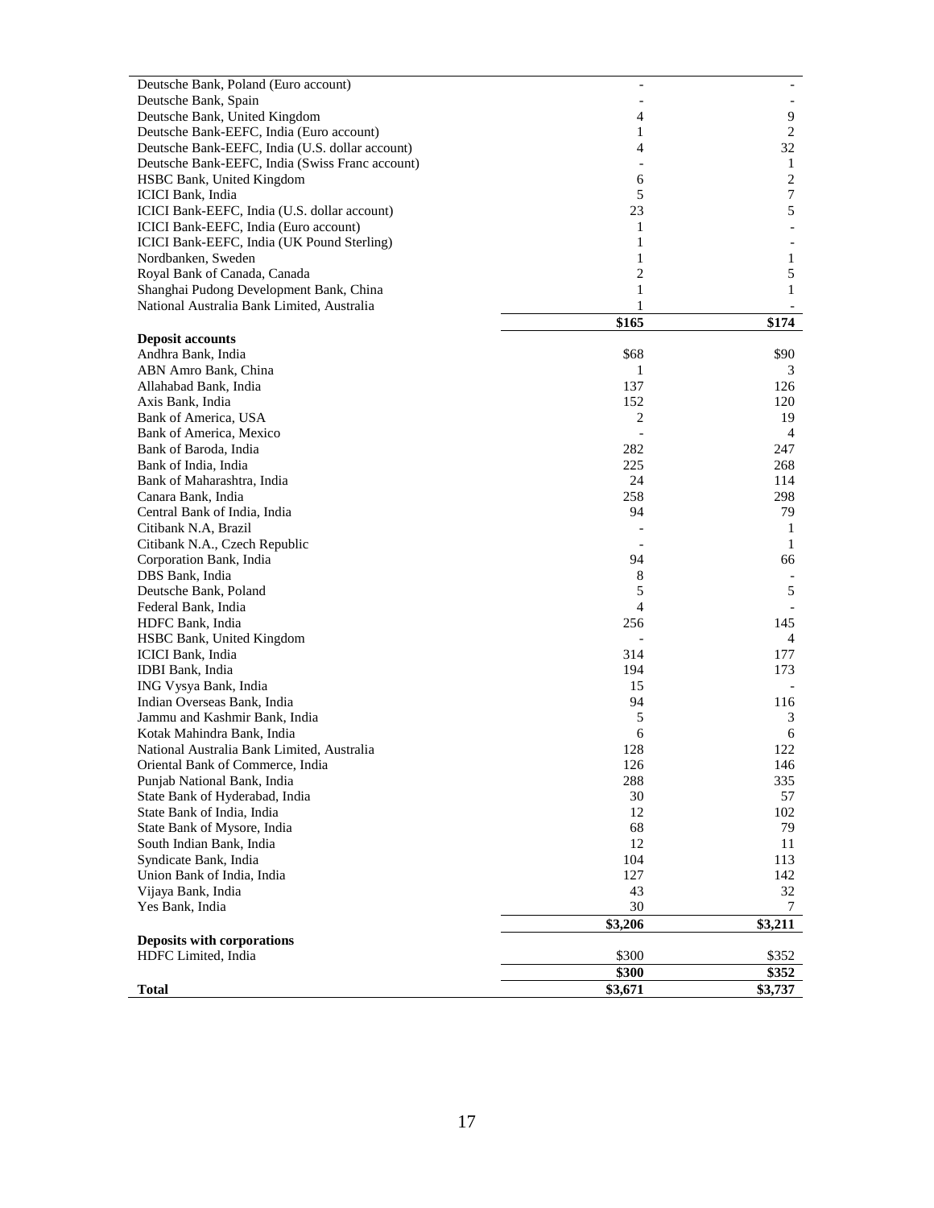| | | |
|---|---|---|
| Deutsche Bank, Poland (Euro account) | - | - |
| Deutsche Bank, Spain | - | - |
| Deutsche Bank, United Kingdom | 4 | 9 |
| Deutsche Bank-EEFC, India (Euro account) | 1 | 2 |
| Deutsche Bank-EEFC, India (U.S. dollar account) | 4 | 32 |
| Deutsche Bank-EEFC, India (Swiss Franc account) | - | 1 |
| HSBC Bank, United Kingdom | 6 | 2 |
| ICICI Bank, India | 5 | 7 |
| ICICI Bank-EEFC, India (U.S. dollar account) | 23 | 5 |
| ICICI Bank-EEFC, India (Euro account) | 1 | - |
| ICICI Bank-EEFC, India (UK Pound Sterling) | 1 | - |
| Nordbanken, Sweden | 1 | 1 |
| Royal Bank of Canada, Canada | 2 | 5 |
| Shanghai Pudong Development Bank, China | 1 | 1 |
| National Australia Bank Limited, Australia | 1 | - |
| | **$165** | **$174** |
| **Deposit accounts** | | |
| Andhra Bank, India | $68 | $90 |
| ABN Amro Bank, China | 1 | 3 |
| Allahabad Bank, India | 137 | 126 |
| Axis Bank, India | 152 | 120 |
| Bank of America, USA | 2 | 19 |
| Bank of America, Mexico | - | 4 |
| Bank of Baroda, India | 282 | 247 |
| Bank of India, India | 225 | 268 |
| Bank of Maharashtra, India | 24 | 114 |
| Canara Bank, India | 258 | 298 |
| Central Bank of India, India | 94 | 79 |
| Citibank N.A, Brazil | - | 1 |
| Citibank N.A., Czech Republic | - | 1 |
| Corporation Bank, India | 94 | 66 |
| DBS Bank, India | 8 | - |
| Deutsche Bank, Poland | 5 | 5 |
| Federal Bank, India | 4 | - |
| HDFC Bank, India | 256 | 145 |
| HSBC Bank, United Kingdom | - | 4 |
| ICICI Bank, India | 314 | 177 |
| IDBI Bank, India | 194 | 173 |
| ING Vysya Bank, India | 15 | - |
| Indian Overseas Bank, India | 94 | 116 |
| Jammu and Kashmir Bank, India | 5 | 3 |
| Kotak Mahindra Bank, India | 6 | 6 |
| National Australia Bank Limited, Australia | 128 | 122 |
| Oriental Bank of Commerce, India | 126 | 146 |
| Punjab National Bank, India | 288 | 335 |
| State Bank of Hyderabad, India | 30 | 57 |
| State Bank of India, India | 12 | 102 |
| State Bank of Mysore, India | 68 | 79 |
| South Indian Bank, India | 12 | 11 |
| Syndicate Bank, India | 104 | 113 |
| Union Bank of India, India | 127 | 142 |
| Vijaya Bank, India | 43 | 32 |
| Yes Bank, India | 30 | 7 |
| | **$3,206** | **$3,211** |
| **Deposits with corporations** | | |
| HDFC Limited, India | $300 | $352 |
| | **$300** | **$352** |
| **Total** | **$3,671** | **$3,737** |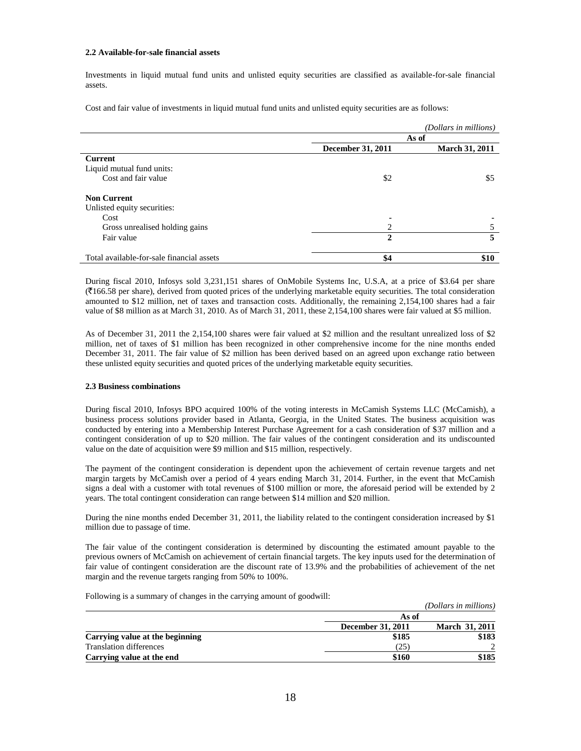### 2.2 Available-for-sale financial assets

Investments in liquid mutual fund units and unlisted equity securities are classified as available-for-sale financial assets.

Cost and fair value of investments in liquid mutual fund units and unlisted equity securities are as follows:

*(Dollars in millions)*

| | As of | |
|---|---|---|
| | **December 31, 2011** | **March 31, 2011** |
| **Current** | | |
| Liquid mutual fund units: | | |
| Cost and fair value | $2 | $5 |
| **Non Current** | | |
| Unlisted equity securities: | | |
| Cost | - | - |
| Gross unrealised holding gains | 2 | 5 |
| Fair value | **2** | **5** |
| Total available-for-sale financial assets | **$4** | **$10** |

During fiscal 2010, Infosys sold 3,231,151 shares of OnMobile Systems Inc, U.S.A, at a price of $3.64 per share (₹166.58 per share), derived from quoted prices of the underlying marketable equity securities. The total consideration amounted to $12 million, net of taxes and transaction costs. Additionally, the remaining 2,154,100 shares had a fair value of $8 million as at March 31, 2010. As of March 31, 2011, these 2,154,100 shares were fair valued at $5 million.

As of December 31, 2011 the 2,154,100 shares were fair valued at $2 million and the resultant unrealized loss of $2 million, net of taxes of $1 million has been recognized in other comprehensive income for the nine months ended December 31, 2011. The fair value of $2 million has been derived based on an agreed upon exchange ratio between these unlisted equity securities and quoted prices of the underlying marketable equity securities.

### 2.3 Business combinations

During fiscal 2010, Infosys BPO acquired 100% of the voting interests in McCamish Systems LLC (McCamish), a business process solutions provider based in Atlanta, Georgia, in the United States. The business acquisition was conducted by entering into a Membership Interest Purchase Agreement for a cash consideration of $37 million and a contingent consideration of up to $20 million. The fair values of the contingent consideration and its undiscounted value on the date of acquisition were $9 million and $15 million, respectively.

The payment of the contingent consideration is dependent upon the achievement of certain revenue targets and net margin targets by McCamish over a period of 4 years ending March 31, 2014. Further, in the event that McCamish signs a deal with a customer with total revenues of $100 million or more, the aforesaid period will be extended by 2 years. The total contingent consideration can range between $14 million and $20 million.

During the nine months ended December 31, 2011, the liability related to the contingent consideration increased by $1 million due to passage of time.

The fair value of the contingent consideration is determined by discounting the estimated amount payable to the previous owners of McCamish on achievement of certain financial targets. The key inputs used for the determination of fair value of contingent consideration are the discount rate of 13.9% and the probabilities of achievement of the net margin and the revenue targets ranging from 50% to 100%.

Following is a summary of changes in the carrying amount of goodwill:

*(Dollars in millions)*

| | As of | |
|---|---|---|
| | **December 31, 2011** | **March 31, 2011** |
| **Carrying value at the beginning** | **$185** | **$183** |
| Translation differences | (25) | 2 |
| **Carrying value at the end** | **$160** | **$185** |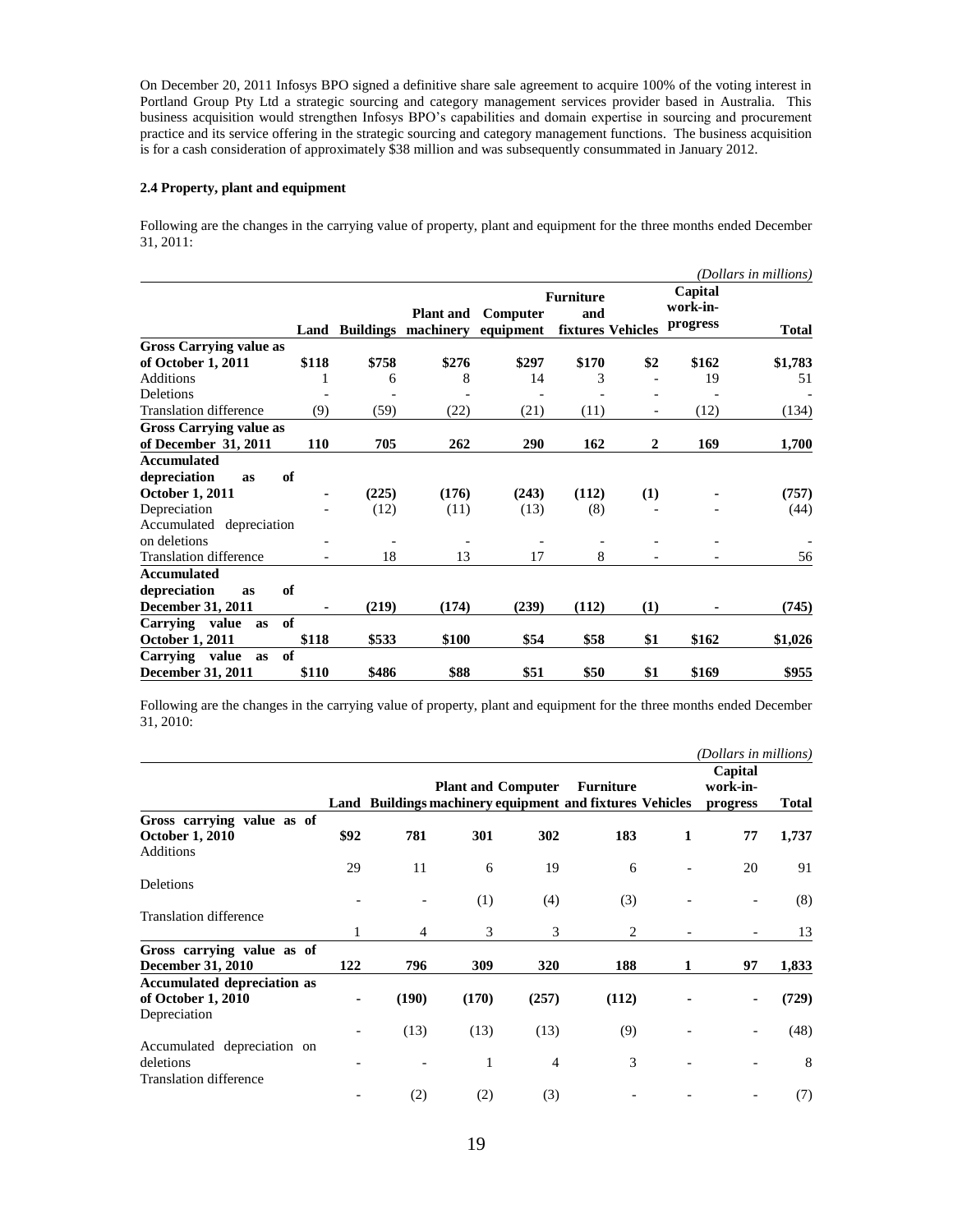On December 20, 2011 Infosys BPO signed a definitive share sale agreement to acquire 100% of the voting interest in Portland Group Pty Ltd a strategic sourcing and category management services provider based in Australia. This business acquisition would strengthen Infosys BPO's capabilities and domain expertise in sourcing and procurement practice and its service offering in the strategic sourcing and category management functions. The business acquisition is for a cash consideration of approximately $38 million and was subsequently consummated in January 2012.

### 2.4 Property, plant and equipment

Following are the changes in the carrying value of property, plant and equipment for the three months ended December 31, 2011:

*(Dollars in millions)*

| | Land | Buildings | Plant and machinery | Computer equipment | Furniture and fixtures | Vehicles | Capital work-in-progress | Total |
|---|---|---|---|---|---|---|---|---|
| **Gross Carrying value as of October 1, 2011** | **$118** | **$758** | **$276** | **$297** | **$170** | **$2** | **$162** | **$1,783** |
| Additions | 1 | 6 | 8 | 14 | 3 | - | 19 | 51 |
| Deletions | - | - | - | - | - | - | - | - |
| Translation difference | (9) | (59) | (22) | (21) | (11) | - | (12) | (134) |
| **Gross Carrying value as of December 31, 2011** | **110** | **705** | **262** | **290** | **162** | **2** | **169** | **1,700** |
| **Accumulated depreciation as of October 1, 2011** | **-** | **(225)** | **(176)** | **(243)** | **(112)** | **(1)** | **-** | **(757)** |
| Depreciation | - | (12) | (11) | (13) | (8) | - | - | (44) |
| Accumulated depreciation on deletions | - | - | - | - | - | - | - | - |
| Translation difference | - | 18 | 13 | 17 | 8 | - | - | 56 |
| **Accumulated depreciation as of December 31, 2011** | **-** | **(219)** | **(174)** | **(239)** | **(112)** | **(1)** | **-** | **(745)** |
| **Carrying value as of October 1, 2011** | **$118** | **$533** | **$100** | **$54** | **$58** | **$1** | **$162** | **$1,026** |
| **Carrying value as of December 31, 2011** | **$110** | **$486** | **$88** | **$51** | **$50** | **$1** | **$169** | **$955** |

Following are the changes in the carrying value of property, plant and equipment for the three months ended December 31, 2010:

*(Dollars in millions)*

| | Land | Buildings | Plant and machinery | Computer equipment | Furniture and fixtures | Vehicles | Capital work-in-progress | Total |
|---|---|---|---|---|---|---|---|---|
| **Gross carrying value as of October 1, 2010** | **$92** | **781** | **301** | **302** | **183** | **1** | **77** | **1,737** |
| Additions | 29 | 11 | 6 | 19 | 6 | - | 20 | 91 |
| Deletions | - | - | (1) | (4) | (3) | - | - | (8) |
| Translation difference | 1 | 4 | 3 | 3 | 2 | - | - | 13 |
| **Gross carrying value as of December 31, 2010** | **122** | **796** | **309** | **320** | **188** | **1** | **97** | **1,833** |
| **Accumulated depreciation as of October 1, 2010** | **-** | **(190)** | **(170)** | **(257)** | **(112)** | **-** | **-** | **(729)** |
| Depreciation | - | (13) | (13) | (13) | (9) | - | - | (48) |
| Accumulated depreciation on deletions | - | - | 1 | 4 | 3 | - | - | 8 |
| Translation difference | - | (2) | (2) | (3) | - | - | - | (7) |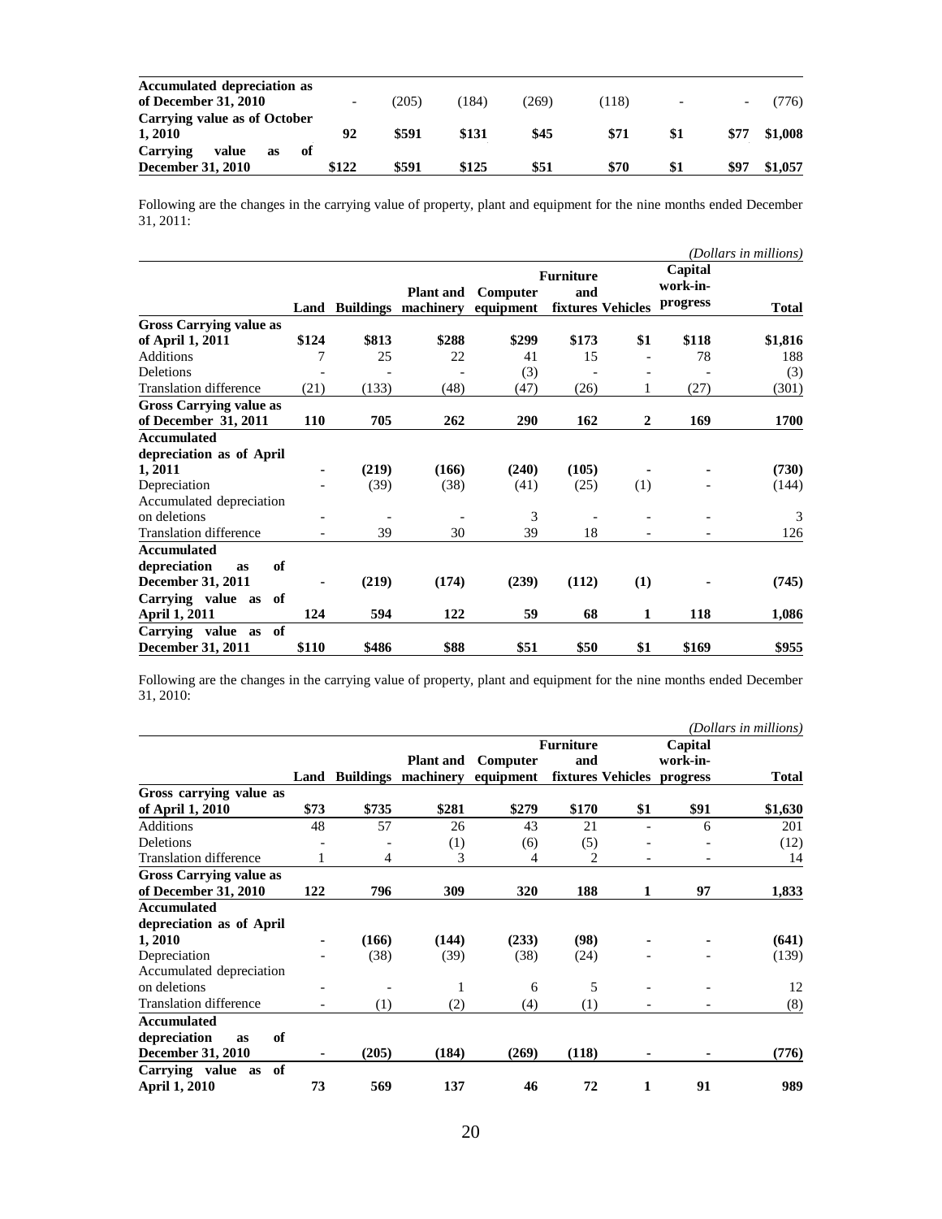| | | | | | | | | |
|---|---|---|---|---|---|---|---|---|
| **Accumulated depreciation as of December 31, 2010** | - | (205) | (184) | (269) | (118) | - | - | (776) |
| **Carrying value as of October 1, 2010** | **92** | **$591** | **$131** | **$45** | **$71** | **$1** | **$77** | **$1,008** |
| **Carrying value as of December 31, 2010** | **$122** | **$591** | **$125** | **$51** | **$70** | **$1** | **$97** | **$1,057** |

Following are the changes in the carrying value of property, plant and equipment for the nine months ended December 31, 2011:

*(Dollars in millions)*

| | Land | Buildings | Plant and machinery | Computer equipment | Furniture and fixtures | Vehicles | Capital work-in-progress | Total |
|---|---|---|---|---|---|---|---|---|
| **Gross Carrying value as of April 1, 2011** | **$124** | **$813** | **$288** | **$299** | **$173** | **$1** | **$118** | **$1,816** |
| Additions | 7 | 25 | 22 | 41 | 15 | - | 78 | 188 |
| Deletions | - | - | - | (3) | - | - | - | (3) |
| Translation difference | (21) | (133) | (48) | (47) | (26) | 1 | (27) | (301) |
| **Gross Carrying value as of December 31, 2011** | **110** | **705** | **262** | **290** | **162** | **2** | **169** | **1700** |
| **Accumulated depreciation as of April 1, 2011** | **-** | **(219)** | **(166)** | **(240)** | **(105)** | **-** | **-** | **(730)** |
| Depreciation | - | (39) | (38) | (41) | (25) | (1) | - | (144) |
| Accumulated depreciation on deletions | - | - | - | 3 | - | - | - | 3 |
| Translation difference | - | 39 | 30 | 39 | 18 | - | - | 126 |
| **Accumulated depreciation as of December 31, 2011** | **-** | **(219)** | **(174)** | **(239)** | **(112)** | **(1)** | **-** | **(745)** |
| **Carrying value as of April 1, 2011** | **124** | **594** | **122** | **59** | **68** | **1** | **118** | **1,086** |
| **Carrying value as of December 31, 2011** | **$110** | **$486** | **$88** | **$51** | **$50** | **$1** | **$169** | **$955** |

Following are the changes in the carrying value of property, plant and equipment for the nine months ended December 31, 2010:

*(Dollars in millions)*

| | Land | Buildings | Plant and machinery | Computer equipment | Furniture and fixtures | Vehicles | Capital work-in-progress | Total |
|---|---|---|---|---|---|---|---|---|
| **Gross carrying value as of April 1, 2010** | **$73** | **$735** | **$281** | **$279** | **$170** | **$1** | **$91** | **$1,630** |
| Additions | 48 | 57 | 26 | 43 | 21 | - | 6 | 201 |
| Deletions | - | - | (1) | (6) | (5) | - | - | (12) |
| Translation difference | 1 | 4 | 3 | 4 | 2 | - | - | 14 |
| **Gross Carrying value as of December 31, 2010** | **122** | **796** | **309** | **320** | **188** | **1** | **97** | **1,833** |
| **Accumulated depreciation as of April 1, 2010** | **-** | **(166)** | **(144)** | **(233)** | **(98)** | **-** | **-** | **(641)** |
| Depreciation | - | (38) | (39) | (38) | (24) | - | - | (139) |
| Accumulated depreciation on deletions | - | - | 1 | 6 | 5 | - | - | 12 |
| Translation difference | - | (1) | (2) | (4) | (1) | - | - | (8) |
| **Accumulated depreciation as of December 31, 2010** | **-** | **(205)** | **(184)** | **(269)** | **(118)** | **-** | **-** | **(776)** |
| **Carrying value as of April 1, 2010** | **73** | **569** | **137** | **46** | **72** | **1** | **91** | **989** |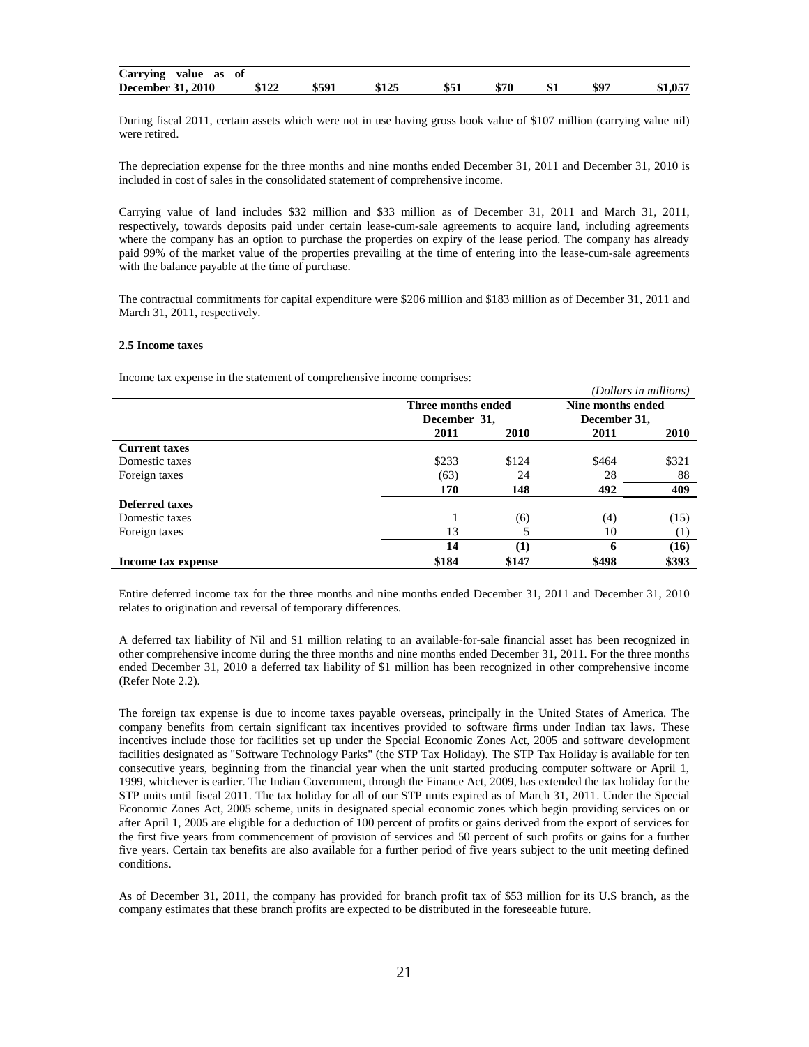| Carrying value as of December 31, 2010 | $122 | $591 | $125 | $51 | $70 | $1 | $97 | $1,057 |
|---|---|---|---|---|---|---|---|---|

During fiscal 2011, certain assets which were not in use having gross book value of $107 million (carrying value nil) were retired.

The depreciation expense for the three months and nine months ended December 31, 2011 and December 31, 2010 is included in cost of sales in the consolidated statement of comprehensive income.

Carrying value of land includes $32 million and $33 million as of December 31, 2011 and March 31, 2011, respectively, towards deposits paid under certain lease-cum-sale agreements to acquire land, including agreements where the company has an option to purchase the properties on expiry of the lease period. The company has already paid 99% of the market value of the properties prevailing at the time of entering into the lease-cum-sale agreements with the balance payable at the time of purchase.

The contractual commitments for capital expenditure were $206 million and $183 million as of December 31, 2011 and March 31, 2011, respectively.

**2.5 Income taxes**

Income tax expense in the statement of comprehensive income comprises:

*(Dollars in millions)*

| | Three months ended December 31, | | Nine months ended December 31, | |
|---|---|---|---|---|
| | **2011** | **2010** | **2011** | **2010** |
| **Current taxes** | | | | |
| Domestic taxes | $233 | $124 | $464 | $321 |
| Foreign taxes | (63) | 24 | 28 | 88 |
| | **170** | **148** | **492** | **409** |
| **Deferred taxes** | | | | |
| Domestic taxes | 1 | (6) | (4) | (15) |
| Foreign taxes | 13 | 5 | 10 | (1) |
| | **14** | **(1)** | **6** | **(16)** |
| **Income tax expense** | **$184** | **$147** | **$498** | **$393** |

Entire deferred income tax for the three months and nine months ended December 31, 2011 and December 31, 2010 relates to origination and reversal of temporary differences.

A deferred tax liability of Nil and $1 million relating to an available-for-sale financial asset has been recognized in other comprehensive income during the three months and nine months ended December 31, 2011. For the three months ended December 31, 2010 a deferred tax liability of $1 million has been recognized in other comprehensive income (Refer Note 2.2).

The foreign tax expense is due to income taxes payable overseas, principally in the United States of America. The company benefits from certain significant tax incentives provided to software firms under Indian tax laws. These incentives include those for facilities set up under the Special Economic Zones Act, 2005 and software development facilities designated as "Software Technology Parks" (the STP Tax Holiday). The STP Tax Holiday is available for ten consecutive years, beginning from the financial year when the unit started producing computer software or April 1, 1999, whichever is earlier. The Indian Government, through the Finance Act, 2009, has extended the tax holiday for the STP units until fiscal 2011. The tax holiday for all of our STP units expired as of March 31, 2011. Under the Special Economic Zones Act, 2005 scheme, units in designated special economic zones which begin providing services on or after April 1, 2005 are eligible for a deduction of 100 percent of profits or gains derived from the export of services for the first five years from commencement of provision of services and 50 percent of such profits or gains for a further five years. Certain tax benefits are also available for a further period of five years subject to the unit meeting defined conditions.

As of December 31, 2011, the company has provided for branch profit tax of $53 million for its U.S branch, as the company estimates that these branch profits are expected to be distributed in the foreseeable future.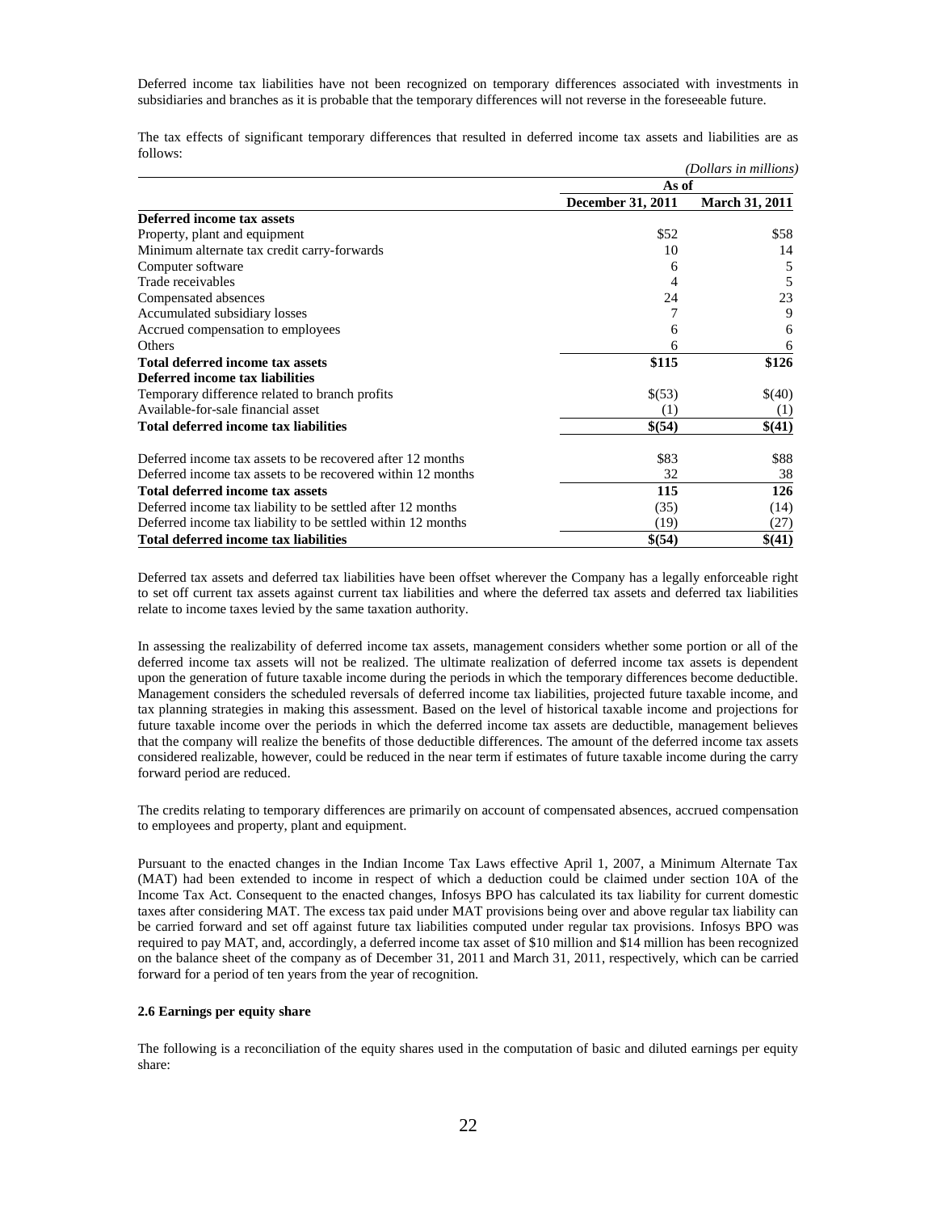Deferred income tax liabilities have not been recognized on temporary differences associated with investments in subsidiaries and branches as it is probable that the temporary differences will not reverse in the foreseeable future.

The tax effects of significant temporary differences that resulted in deferred income tax assets and liabilities are as follows:

*(Dollars in millions)*

| | As of | |
|---|---|---|
| | **December 31, 2011** | **March 31, 2011** |
| **Deferred income tax assets** | | |
| Property, plant and equipment | \$52 | \$58 |
| Minimum alternate tax credit carry-forwards | 10 | 14 |
| Computer software | 6 | 5 |
| Trade receivables | 4 | 5 |
| Compensated absences | 24 | 23 |
| Accumulated subsidiary losses | 7 | 9 |
| Accrued compensation to employees | 6 | 6 |
| Others | 6 | 6 |
| **Total deferred income tax assets** | **\$115** | **\$126** |
| **Deferred income tax liabilities** | | |
| Temporary difference related to branch profits | \$(53) | \$(40) |
| Available-for-sale financial asset | (1) | (1) |
| **Total deferred income tax liabilities** | **\$(54)** | **\$(41)** |
| Deferred income tax assets to be recovered after 12 months | \$83 | \$88 |
| Deferred income tax assets to be recovered within 12 months | 32 | 38 |
| **Total deferred income tax assets** | **115** | **126** |
| Deferred income tax liability to be settled after 12 months | (35) | (14) |
| Deferred income tax liability to be settled within 12 months | (19) | (27) |
| **Total deferred income tax liabilities** | **\$(54)** | **\$(41)** |

Deferred tax assets and deferred tax liabilities have been offset wherever the Company has a legally enforceable right to set off current tax assets against current tax liabilities and where the deferred tax assets and deferred tax liabilities relate to income taxes levied by the same taxation authority.

In assessing the realizability of deferred income tax assets, management considers whether some portion or all of the deferred income tax assets will not be realized. The ultimate realization of deferred income tax assets is dependent upon the generation of future taxable income during the periods in which the temporary differences become deductible. Management considers the scheduled reversals of deferred income tax liabilities, projected future taxable income, and tax planning strategies in making this assessment. Based on the level of historical taxable income and projections for future taxable income over the periods in which the deferred income tax assets are deductible, management believes that the company will realize the benefits of those deductible differences. The amount of the deferred income tax assets considered realizable, however, could be reduced in the near term if estimates of future taxable income during the carry forward period are reduced.

The credits relating to temporary differences are primarily on account of compensated absences, accrued compensation to employees and property, plant and equipment.

Pursuant to the enacted changes in the Indian Income Tax Laws effective April 1, 2007, a Minimum Alternate Tax (MAT) had been extended to income in respect of which a deduction could be claimed under section 10A of the Income Tax Act. Consequent to the enacted changes, Infosys BPO has calculated its tax liability for current domestic taxes after considering MAT. The excess tax paid under MAT provisions being over and above regular tax liability can be carried forward and set off against future tax liabilities computed under regular tax provisions. Infosys BPO was required to pay MAT, and, accordingly, a deferred income tax asset of \$10 million and \$14 million has been recognized on the balance sheet of the company as of December 31, 2011 and March 31, 2011, respectively, which can be carried forward for a period of ten years from the year of recognition.

**2.6 Earnings per equity share**

The following is a reconciliation of the equity shares used in the computation of basic and diluted earnings per equity share: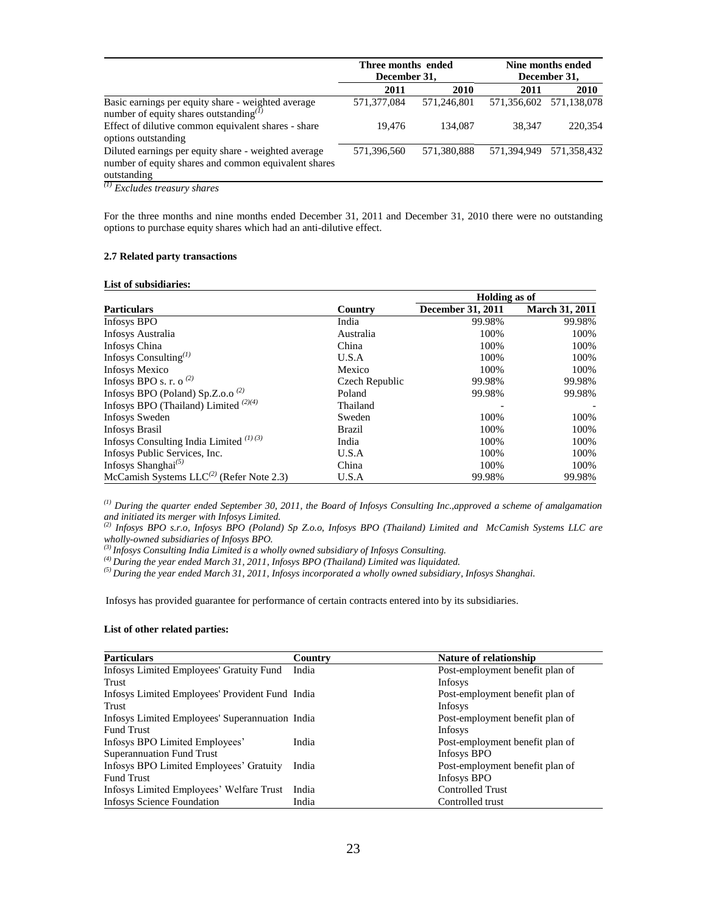| | Three months ended December 31, | | Nine months ended December 31, | |
|---|---|---|---|---|
| | 2011 | 2010 | 2011 | 2010 |
| Basic earnings per equity share - weighted average number of equity shares outstanding[(1)] | 571,377,084 | 571,246,801 | 571,356,602 | 571,138,078 |
| Effect of dilutive common equivalent shares - share options outstanding | 19,476 | 134,087 | 38,347 | 220,354 |
| Diluted earnings per equity share - weighted average number of equity shares and common equivalent shares outstanding | 571,396,560 | 571,380,888 | 571,394,949 | 571,358,432 |

*[(1)] Excludes treasury shares*

For the three months and nine months ended December 31, 2011 and December 31, 2010 there were no outstanding options to purchase equity shares which had an anti-dilutive effect.

### 2.7 Related party transactions

**List of subsidiaries:**

| | | Holding as of | |
|---|---|---|---|
| **Particulars** | **Country** | **December 31, 2011** | **March 31, 2011** |
| Infosys BPO | India | 99.98% | 99.98% |
| Infosys Australia | Australia | 100% | 100% |
| Infosys China | China | 100% | 100% |
| Infosys Consulting[(1)] | U.S.A | 100% | 100% |
| Infosys Mexico | Mexico | 100% | 100% |
| Infosys BPO s. r. o [(2)] | Czech Republic | 99.98% | 99.98% |
| Infosys BPO (Poland) Sp.Z.o.o [(2)] | Poland | 99.98% | 99.98% |
| Infosys BPO (Thailand) Limited [(2)(4)] | Thailand | - | - |
| Infosys Sweden | Sweden | 100% | 100% |
| Infosys Brasil | Brazil | 100% | 100% |
| Infosys Consulting India Limited [(1) (3)] | India | 100% | 100% |
| Infosys Public Services, Inc. | U.S.A | 100% | 100% |
| Infosys Shanghai[(5)] | China | 100% | 100% |
| McCamish Systems LLC[(2)] (Refer Note 2.3) | U.S.A | 99.98% | 99.98% |

*[(1)] During the quarter ended September 30, 2011, the Board of Infosys Consulting Inc.,approved a scheme of amalgamation and initiated its merger with Infosys Limited.*
*[(2)] Infosys BPO s.r.o, Infosys BPO (Poland) Sp Z.o.o, Infosys BPO (Thailand) Limited and McCamish Systems LLC are wholly-owned subsidiaries of Infosys BPO.*
*[(3)] Infosys Consulting India Limited is a wholly owned subsidiary of Infosys Consulting.*
*[(4)] During the year ended March 31, 2011, Infosys BPO (Thailand) Limited was liquidated.*
*[(5)] During the year ended March 31, 2011, Infosys incorporated a wholly owned subsidiary, Infosys Shanghai.*

Infosys has provided guarantee for performance of certain contracts entered into by its subsidiaries.

**List of other related parties:**

| Particulars | Country | Nature of relationship |
|---|---|---|
| Infosys Limited Employees' Gratuity Fund Trust | India | Post-employment benefit plan of Infosys |
| Infosys Limited Employees' Provident Fund Trust | India | Post-employment benefit plan of Infosys |
| Infosys Limited Employees' Superannuation Fund Trust | India | Post-employment benefit plan of Infosys |
| Infosys BPO Limited Employees' Superannuation Fund Trust | India | Post-employment benefit plan of Infosys BPO |
| Infosys BPO Limited Employees' Gratuity Fund Trust | India | Post-employment benefit plan of Infosys BPO |
| Infosys Limited Employees' Welfare Trust | India | Controlled Trust |
| Infosys Science Foundation | India | Controlled trust |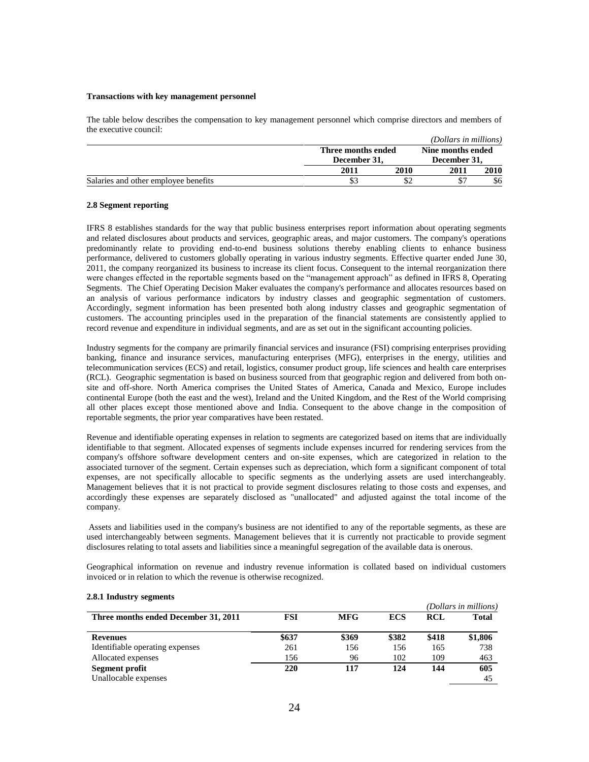**Transactions with key management personnel**

The table below describes the compensation to key management personnel which comprise directors and members of the executive council:

*(Dollars in millions)*

| | Three months ended December 31, | | Nine months ended December 31, | |
|---|---|---|---|---|
| | 2011 | 2010 | 2011 | 2010 |
| Salaries and other employee benefits | $3 | $2 | $7 | $6 |

**2.8 Segment reporting**

IFRS 8 establishes standards for the way that public business enterprises report information about operating segments and related disclosures about products and services, geographic areas, and major customers. The company's operations predominantly relate to providing end-to-end business solutions thereby enabling clients to enhance business performance, delivered to customers globally operating in various industry segments. Effective quarter ended June 30, 2011, the company reorganized its business to increase its client focus. Consequent to the internal reorganization there were changes effected in the reportable segments based on the "management approach" as defined in IFRS 8, Operating Segments. The Chief Operating Decision Maker evaluates the company's performance and allocates resources based on an analysis of various performance indicators by industry classes and geographic segmentation of customers. Accordingly, segment information has been presented both along industry classes and geographic segmentation of customers. The accounting principles used in the preparation of the financial statements are consistently applied to record revenue and expenditure in individual segments, and are as set out in the significant accounting policies.

Industry segments for the company are primarily financial services and insurance (FSI) comprising enterprises providing banking, finance and insurance services, manufacturing enterprises (MFG), enterprises in the energy, utilities and telecommunication services (ECS) and retail, logistics, consumer product group, life sciences and health care enterprises (RCL). Geographic segmentation is based on business sourced from that geographic region and delivered from both on-site and off-shore. North America comprises the United States of America, Canada and Mexico, Europe includes continental Europe (both the east and the west), Ireland and the United Kingdom, and the Rest of the World comprising all other places except those mentioned above and India. Consequent to the above change in the composition of reportable segments, the prior year comparatives have been restated.

Revenue and identifiable operating expenses in relation to segments are categorized based on items that are individually identifiable to that segment. Allocated expenses of segments include expenses incurred for rendering services from the company's offshore software development centers and on-site expenses, which are categorized in relation to the associated turnover of the segment. Certain expenses such as depreciation, which form a significant component of total expenses, are not specifically allocable to specific segments as the underlying assets are used interchangeably. Management believes that it is not practical to provide segment disclosures relating to those costs and expenses, and accordingly these expenses are separately disclosed as "unallocated" and adjusted against the total income of the company.

Assets and liabilities used in the company's business are not identified to any of the reportable segments, as these are used interchangeably between segments. Management believes that it is currently not practicable to provide segment disclosures relating to total assets and liabilities since a meaningful segregation of the available data is onerous.

Geographical information on revenue and industry revenue information is collated based on individual customers invoiced or in relation to which the revenue is otherwise recognized.

**2.8.1 Industry segments**

*(Dollars in millions)*

| Three months ended December 31, 2011 | FSI | MFG | ECS | RCL | Total |
|---|---|---|---|---|---|
| **Revenues** | **$637** | **$369** | **$382** | **$418** | **$1,806** |
| Identifiable operating expenses | 261 | 156 | 156 | 165 | 738 |
| Allocated expenses | 156 | 96 | 102 | 109 | 463 |
| **Segment profit** | **220** | **117** | **124** | **144** | **605** |
| Unallocable expenses | | | | | 45 |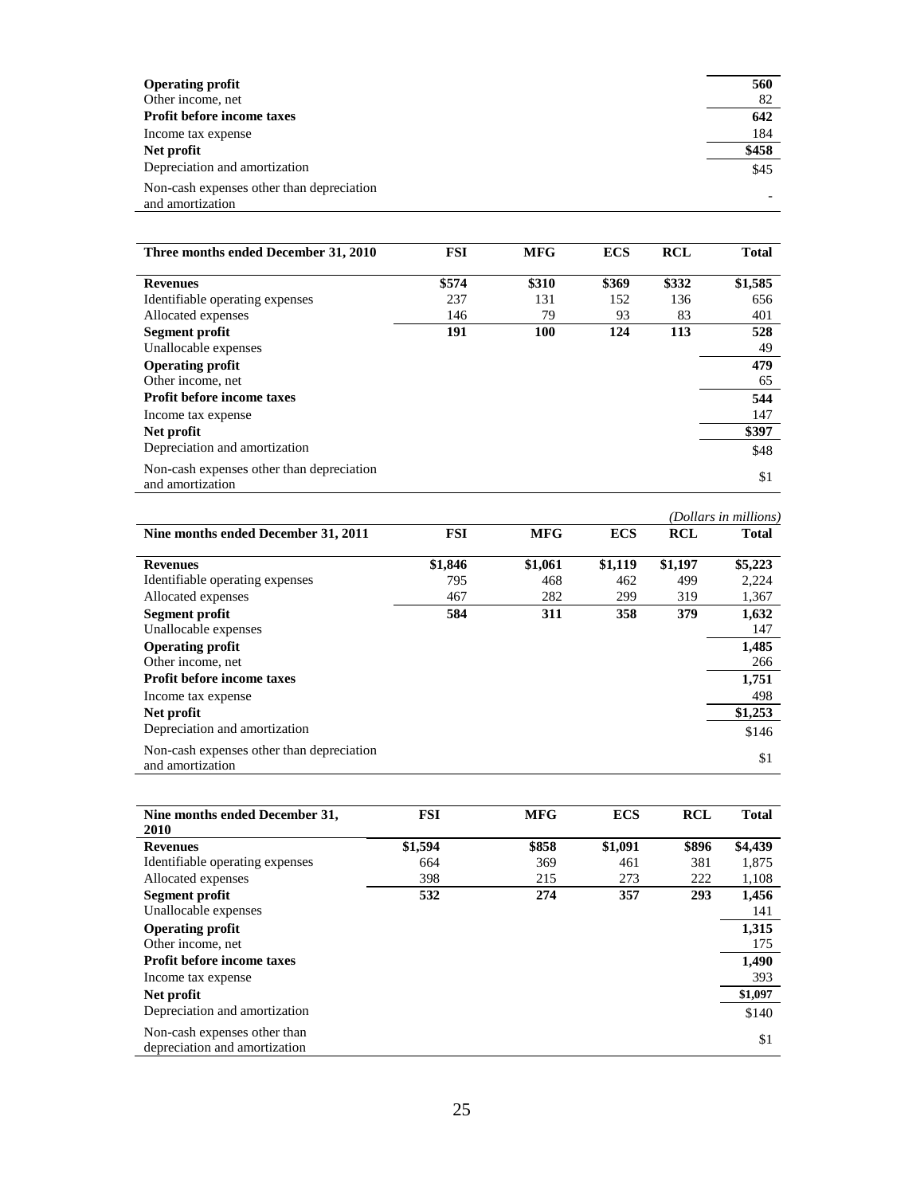| | | | | | |
|---|---|---|---|---|---|
| **Operating profit** | | | | | **560** |
| Other income, net | | | | | 82 |
| **Profit before income taxes** | | | | | **642** |
| Income tax expense | | | | | 184 |
| **Net profit** | | | | | **$458** |
| Depreciation and amortization | | | | | $45 |
| Non-cash expenses other than depreciation and amortization | | | | | - |

| Three months ended December 31, 2010 | FSI | MFG | ECS | RCL | Total |
|---|---|---|---|---|---|
| **Revenues** | **$574** | **$310** | **$369** | **$332** | **$1,585** |
| Identifiable operating expenses | 237 | 131 | 152 | 136 | 656 |
| Allocated expenses | 146 | 79 | 93 | 83 | 401 |
| **Segment profit** | **191** | **100** | **124** | **113** | **528** |
| Unallocable expenses | | | | | 49 |
| **Operating profit** | | | | | **479** |
| Other income, net | | | | | 65 |
| **Profit before income taxes** | | | | | **544** |
| Income tax expense | | | | | 147 |
| **Net profit** | | | | | **$397** |
| Depreciation and amortization | | | | | $48 |
| Non-cash expenses other than depreciation and amortization | | | | | $1 |

*(Dollars in millions)*

| Nine months ended December 31, 2011 | FSI | MFG | ECS | RCL | Total |
|---|---|---|---|---|---|
| **Revenues** | **$1,846** | **$1,061** | **$1,119** | **$1,197** | **$5,223** |
| Identifiable operating expenses | 795 | 468 | 462 | 499 | 2,224 |
| Allocated expenses | 467 | 282 | 299 | 319 | 1,367 |
| **Segment profit** | **584** | **311** | **358** | **379** | **1,632** |
| Unallocable expenses | | | | | 147 |
| **Operating profit** | | | | | **1,485** |
| Other income, net | | | | | 266 |
| **Profit before income taxes** | | | | | **1,751** |
| Income tax expense | | | | | 498 |
| **Net profit** | | | | | **$1,253** |
| Depreciation and amortization | | | | | $146 |
| Non-cash expenses other than depreciation and amortization | | | | | $1 |

| Nine months ended December 31, 2010 | FSI | MFG | ECS | RCL | Total |
|---|---|---|---|---|---|
| **Revenues** | **$1,594** | **$858** | **$1,091** | **$896** | **$4,439** |
| Identifiable operating expenses | 664 | 369 | 461 | 381 | 1,875 |
| Allocated expenses | 398 | 215 | 273 | 222 | 1,108 |
| **Segment profit** | **532** | **274** | **357** | **293** | **1,456** |
| Unallocable expenses | | | | | 141 |
| **Operating profit** | | | | | **1,315** |
| Other income, net | | | | | 175 |
| **Profit before income taxes** | | | | | **1,490** |
| Income tax expense | | | | | 393 |
| **Net profit** | | | | | **$1,097** |
| Depreciation and amortization | | | | | $140 |
| Non-cash expenses other than depreciation and amortization | | | | | $1 |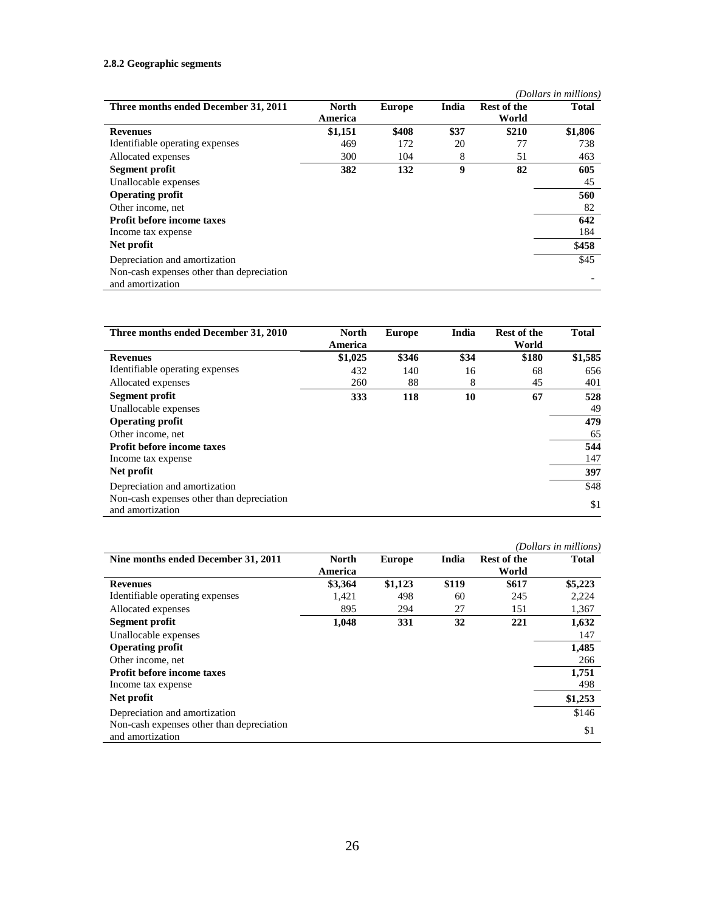#### 2.8.2 Geographic segments

*(Dollars in millions)*

| Three months ended December 31, 2011 | North America | Europe | India | Rest of the World | Total |
|---|---|---|---|---|---|
| **Revenues** | **$1,151** | **$408** | **$37** | **$210** | **$1,806** |
| Identifiable operating expenses | 469 | 172 | 20 | 77 | 738 |
| Allocated expenses | 300 | 104 | 8 | 51 | 463 |
| **Segment profit** | **382** | **132** | **9** | **82** | **605** |
| Unallocable expenses | | | | | 45 |
| **Operating profit** | | | | | **560** |
| Other income, net | | | | | 82 |
| **Profit before income taxes** | | | | | **642** |
| Income tax expense | | | | | 184 |
| **Net profit** | | | | | **$458** |
| Depreciation and amortization | | | | | $45 |
| Non-cash expenses other than depreciation and amortization | | | | | - |

| Three months ended December 31, 2010 | North America | Europe | India | Rest of the World | Total |
|---|---|---|---|---|---|
| **Revenues** | **$1,025** | **$346** | **$34** | **$180** | **$1,585** |
| Identifiable operating expenses | 432 | 140 | 16 | 68 | 656 |
| Allocated expenses | 260 | 88 | 8 | 45 | 401 |
| **Segment profit** | **333** | **118** | **10** | **67** | **528** |
| Unallocable expenses | | | | | 49 |
| **Operating profit** | | | | | **479** |
| Other income, net | | | | | 65 |
| **Profit before income taxes** | | | | | **544** |
| Income tax expense | | | | | 147 |
| **Net profit** | | | | | **397** |
| Depreciation and amortization | | | | | $48 |
| Non-cash expenses other than depreciation and amortization | | | | | $1 |

*(Dollars in millions)*

| Nine months ended December 31, 2011 | North America | Europe | India | Rest of the World | Total |
|---|---|---|---|---|---|
| **Revenues** | **$3,364** | **$1,123** | **$119** | **$617** | **$5,223** |
| Identifiable operating expenses | 1,421 | 498 | 60 | 245 | 2,224 |
| Allocated expenses | 895 | 294 | 27 | 151 | 1,367 |
| **Segment profit** | **1,048** | **331** | **32** | **221** | **1,632** |
| Unallocable expenses | | | | | 147 |
| **Operating profit** | | | | | **1,485** |
| Other income, net | | | | | 266 |
| **Profit before income taxes** | | | | | **1,751** |
| Income tax expense | | | | | 498 |
| **Net profit** | | | | | **$1,253** |
| Depreciation and amortization | | | | | $146 |
| Non-cash expenses other than depreciation and amortization | | | | | $1 |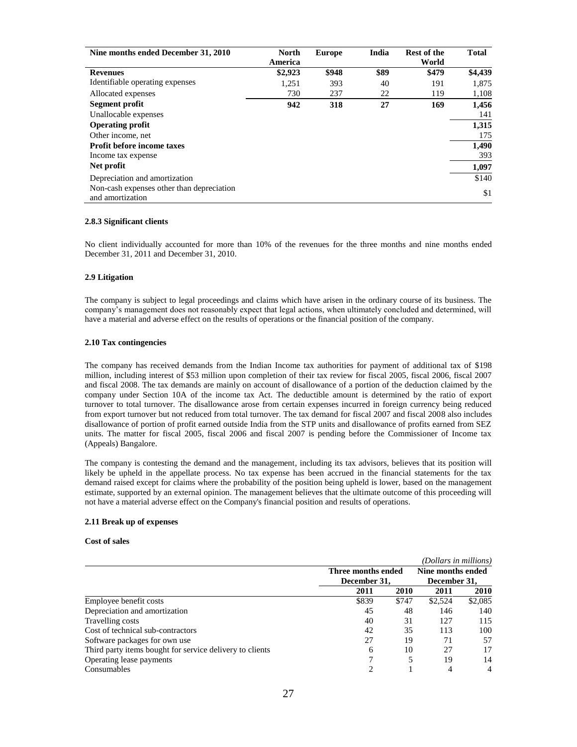| Nine months ended December 31, 2010 | North America | Europe | India | Rest of the World | Total |
|---|---|---|---|---|---|
| **Revenues** | **\$2,923** | **\$948** | **\$89** | **\$479** | **\$4,439** |
| Identifiable operating expenses | 1,251 | 393 | 40 | 191 | 1,875 |
| Allocated expenses | 730 | 237 | 22 | 119 | 1,108 |
| **Segment profit** | **942** | **318** | **27** | **169** | **1,456** |
| Unallocable expenses | | | | | 141 |
| **Operating profit** | | | | | **1,315** |
| Other income, net | | | | | 175 |
| **Profit before income taxes** | | | | | **1,490** |
| Income tax expense | | | | | 393 |
| **Net profit** | | | | | **1,097** |
| Depreciation and amortization | | | | | \$140 |
| Non-cash expenses other than depreciation and amortization | | | | | \$1 |

#### 2.8.3 Significant clients

No client individually accounted for more than 10% of the revenues for the three months and nine months ended December 31, 2011 and December 31, 2010.

### 2.9 Litigation

The company is subject to legal proceedings and claims which have arisen in the ordinary course of its business. The company's management does not reasonably expect that legal actions, when ultimately concluded and determined, will have a material and adverse effect on the results of operations or the financial position of the company.

### 2.10 Tax contingencies

The company has received demands from the Indian Income tax authorities for payment of additional tax of \$198 million, including interest of \$53 million upon completion of their tax review for fiscal 2005, fiscal 2006, fiscal 2007 and fiscal 2008. The tax demands are mainly on account of disallowance of a portion of the deduction claimed by the company under Section 10A of the income tax Act. The deductible amount is determined by the ratio of export turnover to total turnover. The disallowance arose from certain expenses incurred in foreign currency being reduced from export turnover but not reduced from total turnover. The tax demand for fiscal 2007 and fiscal 2008 also includes disallowance of portion of profit earned outside India from the STP units and disallowance of profits earned from SEZ units. The matter for fiscal 2005, fiscal 2006 and fiscal 2007 is pending before the Commissioner of Income tax (Appeals) Bangalore.

The company is contesting the demand and the management, including its tax advisors, believes that its position will likely be upheld in the appellate process. No tax expense has been accrued in the financial statements for the tax demand raised except for claims where the probability of the position being upheld is lower, based on the management estimate, supported by an external opinion. The management believes that the ultimate outcome of this proceeding will not have a material adverse effect on the Company's financial position and results of operations.

### 2.11 Break up of expenses

#### Cost of sales

*(Dollars in millions)*

| | Three months ended December 31, | | Nine months ended December 31, | |
|---|---|---|---|---|
| | **2011** | **2010** | **2011** | **2010** |
| Employee benefit costs | \$839 | \$747 | \$2,524 | \$2,085 |
| Depreciation and amortization | 45 | 48 | 146 | 140 |
| Travelling costs | 40 | 31 | 127 | 115 |
| Cost of technical sub-contractors | 42 | 35 | 113 | 100 |
| Software packages for own use | 27 | 19 | 71 | 57 |
| Third party items bought for service delivery to clients | 6 | 10 | 27 | 17 |
| Operating lease payments | 7 | 5 | 19 | 14 |
| Consumables | 2 | 1 | 4 | 4 |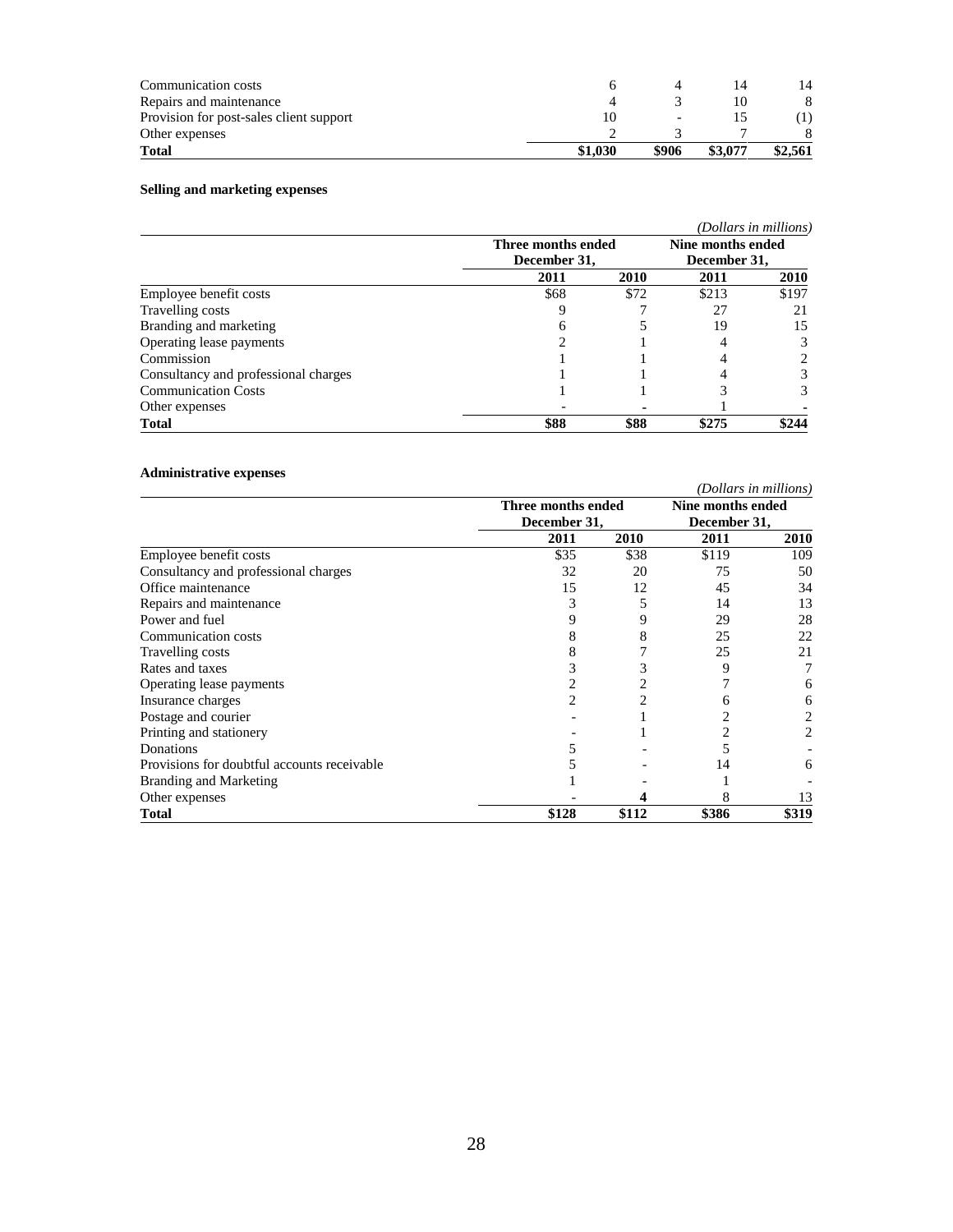| | | | | |
|---|---|---|---|---|
| Communication costs | 6 | 4 | 14 | 14 |
| Repairs and maintenance | 4 | 3 | 10 | 8 |
| Provision for post-sales client support | 10 | - | 15 | (1) |
| Other expenses | 2 | 3 | 7 | 8 |
| **Total** | **$1,030** | **$906** | **$3,077** | **$2,561** |

**Selling and marketing expenses**

*(Dollars in millions)*

| | Three months ended December 31, | | Nine months ended December 31, | |
|---|---|---|---|---|
| | **2011** | **2010** | **2011** | **2010** |
| Employee benefit costs | $68 | $72 | $213 | $197 |
| Travelling costs | 9 | 7 | 27 | 21 |
| Branding and marketing | 6 | 5 | 19 | 15 |
| Operating lease payments | 2 | 1 | 4 | 3 |
| Commission | 1 | 1 | 4 | 2 |
| Consultancy and professional charges | 1 | 1 | 4 | 3 |
| Communication Costs | 1 | 1 | 3 | 3 |
| Other expenses | - | - | 1 | - |
| **Total** | **$88** | **$88** | **$275** | **$244** |

**Administrative expenses**

*(Dollars in millions)*

| | Three months ended December 31, | | Nine months ended December 31, | |
|---|---|---|---|---|
| | **2011** | **2010** | **2011** | **2010** |
| Employee benefit costs | $35 | $38 | $119 | 109 |
| Consultancy and professional charges | 32 | 20 | 75 | 50 |
| Office maintenance | 15 | 12 | 45 | 34 |
| Repairs and maintenance | 3 | 5 | 14 | 13 |
| Power and fuel | 9 | 9 | 29 | 28 |
| Communication costs | 8 | 8 | 25 | 22 |
| Travelling costs | 8 | 7 | 25 | 21 |
| Rates and taxes | 3 | 3 | 9 | 7 |
| Operating lease payments | 2 | 2 | 7 | 6 |
| Insurance charges | 2 | 2 | 6 | 6 |
| Postage and courier | - | 1 | 2 | 2 |
| Printing and stationery | - | 1 | 2 | 2 |
| Donations | 5 | - | 5 | - |
| Provisions for doubtful accounts receivable | 5 | - | 14 | 6 |
| Branding and Marketing | 1 | - | 1 | - |
| Other expenses | - | **4** | 8 | 13 |
| **Total** | **$128** | **$112** | **$386** | **$319** |